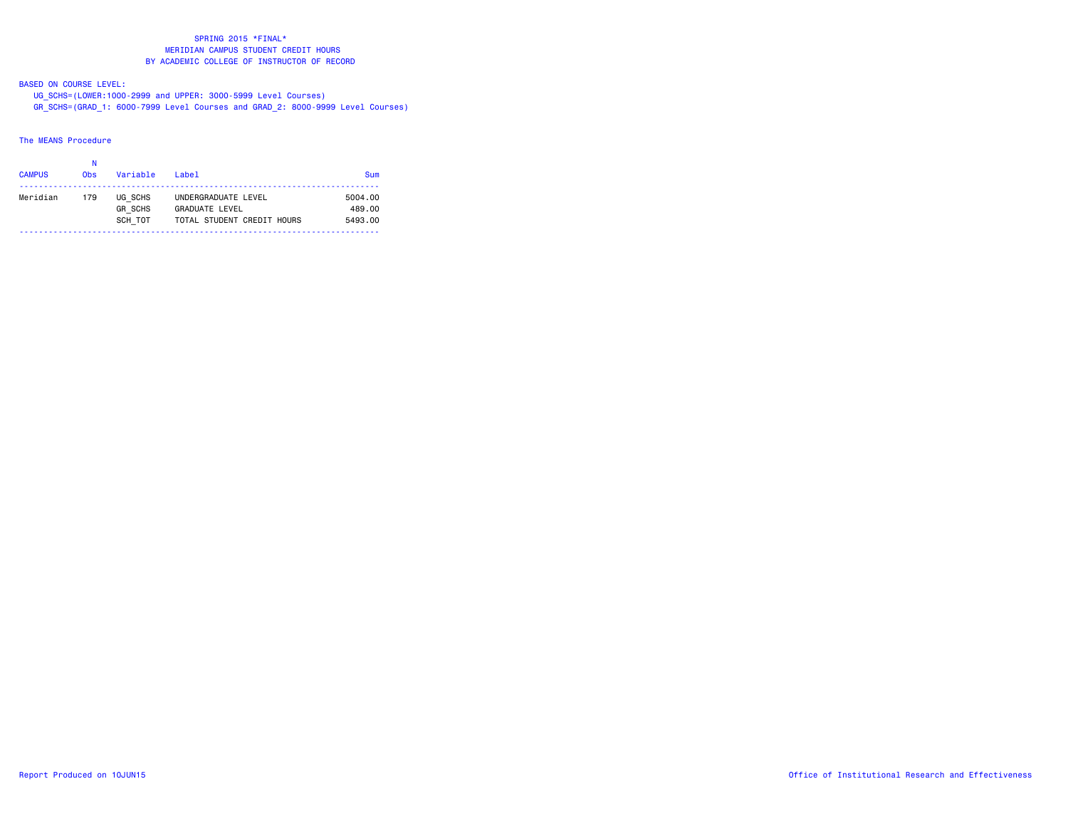# SPRING 2015 *FINAL*
## MERIDIAN CAMPUS STUDENT CREDIT HOURS
## BY ACADEMIC COLLEGE OF INSTRUCTOR OF RECORD

BASED ON COURSE LEVEL:

UG_SCHS=(LOWER:1000-2999 and UPPER: 3000-5999 Level Courses)

GR_SCHS=(GRAD_1: 6000-7999 Level Courses and GRAD_2: 8000-9999 Level Courses)

The MEANS Procedure

| CAMPUS | N Obs | Variable | Label | Sum |
|---|---|---|---|---|
| Meridian | 179 | UG_SCHS | UNDERGRADUATE LEVEL | 5004.00 |
| | | GR_SCHS | GRADUATE LEVEL | 489.00 |
| | | SCH_TOT | TOTAL STUDENT CREDIT HOURS | 5493.00 |

Report Produced on 10JUN15

Office of Institutional Research and Effectiveness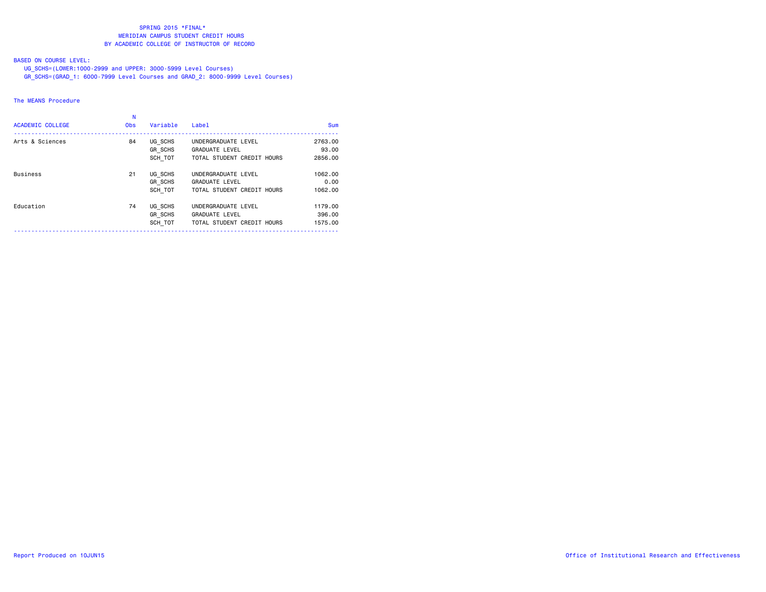SPRING 2015 *FINAL*
MERIDIAN CAMPUS STUDENT CREDIT HOURS
BY ACADEMIC COLLEGE OF INSTRUCTOR OF RECORD

BASED ON COURSE LEVEL:
UG_SCHS=(LOWER:1000-2999 and UPPER: 3000-5999 Level Courses)
GR_SCHS=(GRAD_1: 6000-7999 Level Courses and GRAD_2: 8000-9999 Level Courses)

The MEANS Procedure

| ACADEMIC COLLEGE | N Obs | Variable | Label | Sum |
|---|---|---|---|---|
| Arts & Sciences | 84 | UG_SCHS | UNDERGRADUATE LEVEL | 2763.00 |
| | | GR_SCHS | GRADUATE LEVEL | 93.00 |
| | | SCH_TOT | TOTAL STUDENT CREDIT HOURS | 2856.00 |
| Business | 21 | UG_SCHS | UNDERGRADUATE LEVEL | 1062.00 |
| | | GR_SCHS | GRADUATE LEVEL | 0.00 |
| | | SCH_TOT | TOTAL STUDENT CREDIT HOURS | 1062.00 |
| Education | 74 | UG_SCHS | UNDERGRADUATE LEVEL | 1179.00 |
| | | GR_SCHS | GRADUATE LEVEL | 396.00 |
| | | SCH_TOT | TOTAL STUDENT CREDIT HOURS | 1575.00 |

Report Produced on 10JUN15

Office of Institutional Research and Effectiveness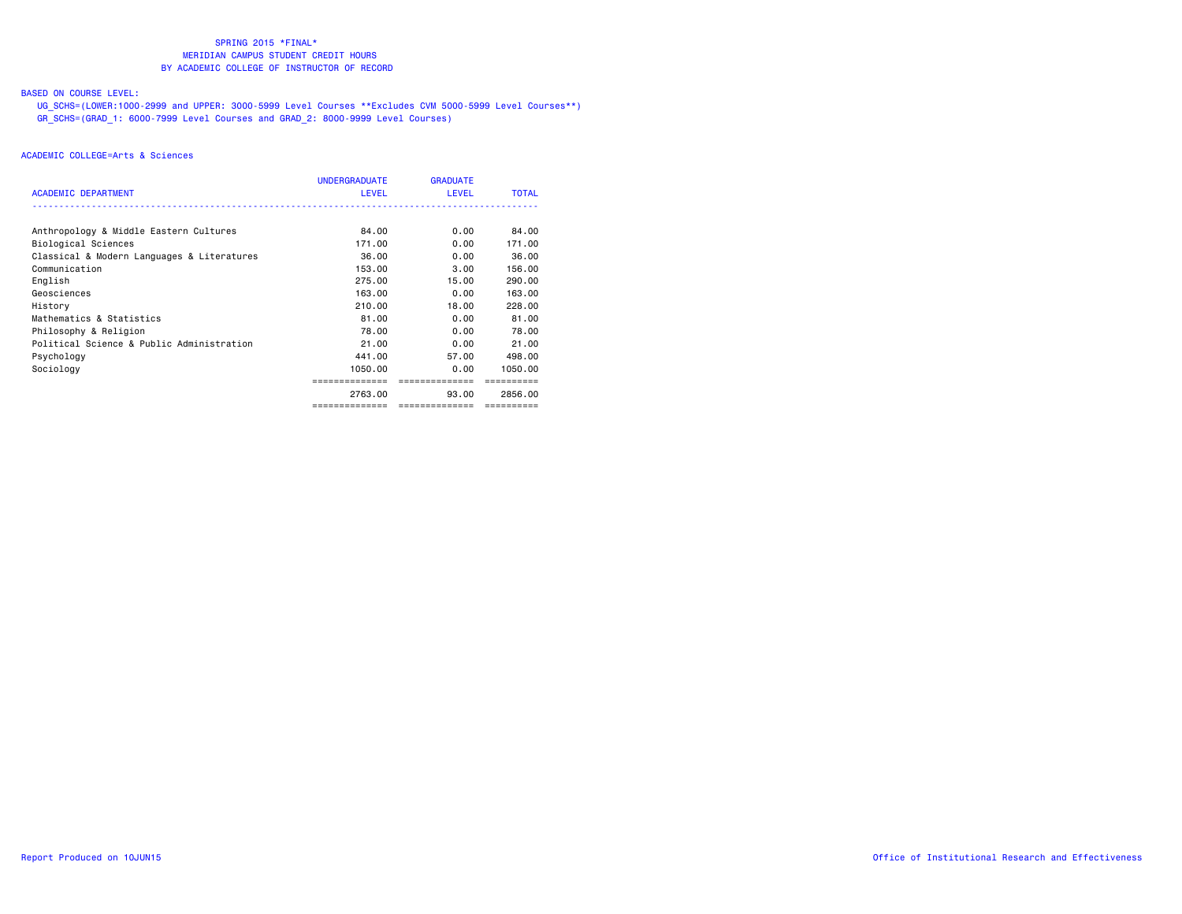SPRING 2015 *FINAL*
MERIDIAN CAMPUS STUDENT CREDIT HOURS
BY ACADEMIC COLLEGE OF INSTRUCTOR OF RECORD

BASED ON COURSE LEVEL:
UG_SCHS=(LOWER:1000-2999 and UPPER: 3000-5999 Level Courses **Excludes CVM 5000-5999 Level Courses**)
GR_SCHS=(GRAD_1: 6000-7999 Level Courses and GRAD_2: 8000-9999 Level Courses)

ACADEMIC COLLEGE=Arts & Sciences

| ACADEMIC DEPARTMENT | UNDERGRADUATE LEVEL | GRADUATE LEVEL | TOTAL |
|---|---|---|---|
| Anthropology & Middle Eastern Cultures | 84.00 | 0.00 | 84.00 |
| Biological Sciences | 171.00 | 0.00 | 171.00 |
| Classical & Modern Languages & Literatures | 36.00 | 0.00 | 36.00 |
| Communication | 153.00 | 3.00 | 156.00 |
| English | 275.00 | 15.00 | 290.00 |
| Geosciences | 163.00 | 0.00 | 163.00 |
| History | 210.00 | 18.00 | 228.00 |
| Mathematics & Statistics | 81.00 | 0.00 | 81.00 |
| Philosophy & Religion | 78.00 | 0.00 | 78.00 |
| Political Science & Public Administration | 21.00 | 0.00 | 21.00 |
| Psychology | 441.00 | 57.00 | 498.00 |
| Sociology | 1050.00 | 0.00 | 1050.00 |
| | 2763.00 | 93.00 | 2856.00 |

Report Produced on 10JUN15

Office of Institutional Research and Effectiveness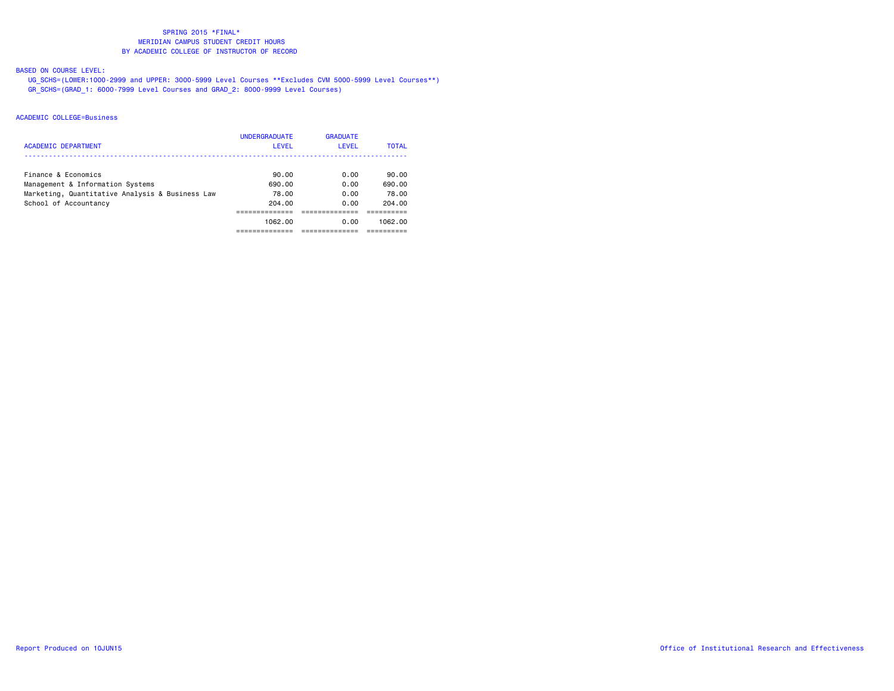SPRING 2015 *FINAL*
MERIDIAN CAMPUS STUDENT CREDIT HOURS
BY ACADEMIC COLLEGE OF INSTRUCTOR OF RECORD

BASED ON COURSE LEVEL:

UG_SCHS=(LOWER:1000-2999 and UPPER: 3000-5999 Level Courses **Excludes CVM 5000-5999 Level Courses**)
GR_SCHS=(GRAD_1: 6000-7999 Level Courses and GRAD_2: 8000-9999 Level Courses)

ACADEMIC COLLEGE=Business

| ACADEMIC DEPARTMENT | UNDERGRADUATE LEVEL | GRADUATE LEVEL | TOTAL |
|---|---|---|---|
| Finance & Economics | 90.00 | 0.00 | 90.00 |
| Management & Information Systems | 690.00 | 0.00 | 690.00 |
| Marketing, Quantitative Analysis & Business Law | 78.00 | 0.00 | 78.00 |
| School of Accountancy | 204.00 | 0.00 | 204.00 |
| | 1062.00 | 0.00 | 1062.00 |

Report Produced on 10JUN15

Office of Institutional Research and Effectiveness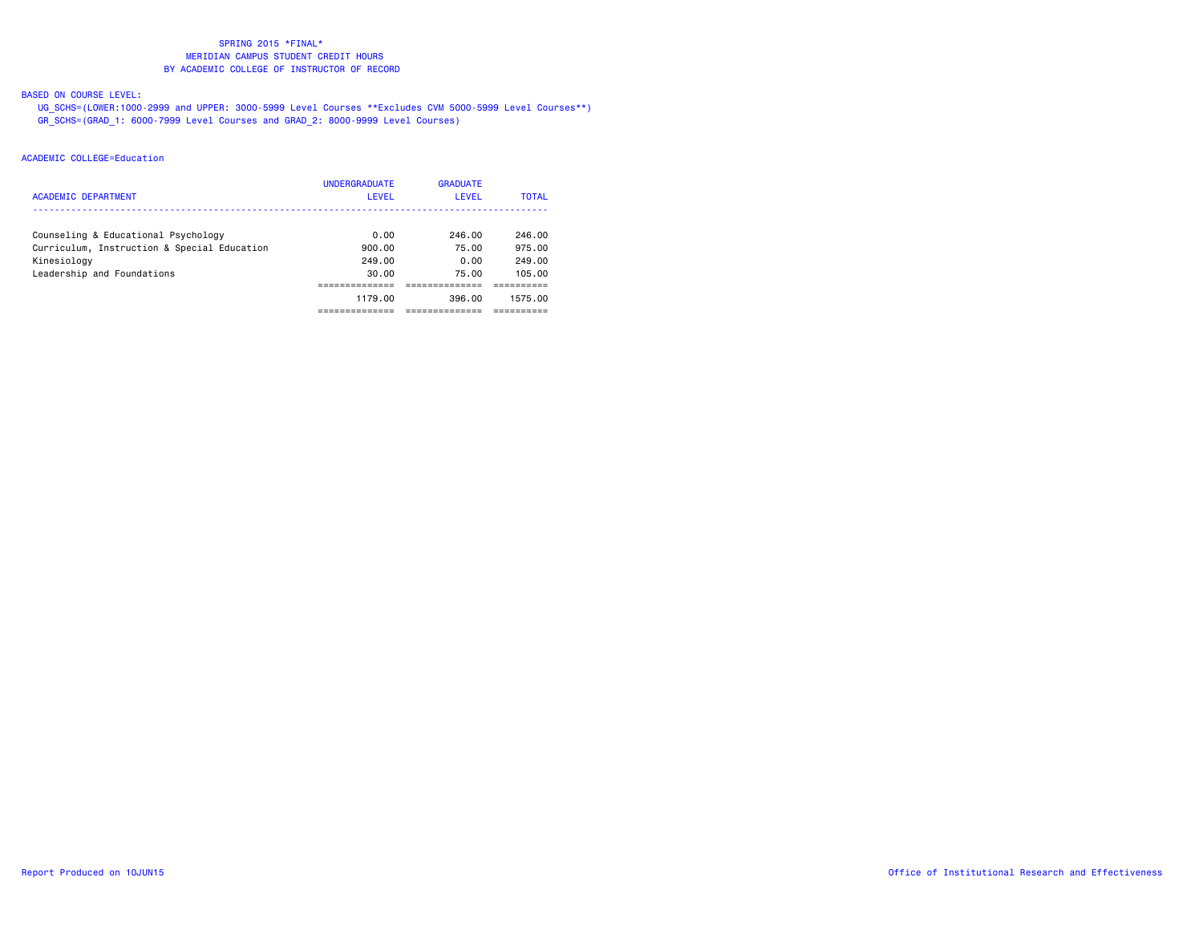SPRING 2015 *FINAL*
MERIDIAN CAMPUS STUDENT CREDIT HOURS
BY ACADEMIC COLLEGE OF INSTRUCTOR OF RECORD

BASED ON COURSE LEVEL:

UG_SCHS=(LOWER:1000-2999 and UPPER: 3000-5999 Level Courses **Excludes CVM 5000-5999 Level Courses**)
GR_SCHS=(GRAD_1: 6000-7999 Level Courses and GRAD_2: 8000-9999 Level Courses)

ACADEMIC COLLEGE=Education

| ACADEMIC DEPARTMENT | UNDERGRADUATE LEVEL | GRADUATE LEVEL | TOTAL |
|---|---|---|---|
| Counseling & Educational Psychology | 0.00 | 246.00 | 246.00 |
| Curriculum, Instruction & Special Education | 900.00 | 75.00 | 975.00 |
| Kinesiology | 249.00 | 0.00 | 249.00 |
| Leadership and Foundations | 30.00 | 75.00 | 105.00 |
| | 1179.00 | 396.00 | 1575.00 |

Report Produced on 10JUN15

Office of Institutional Research and Effectiveness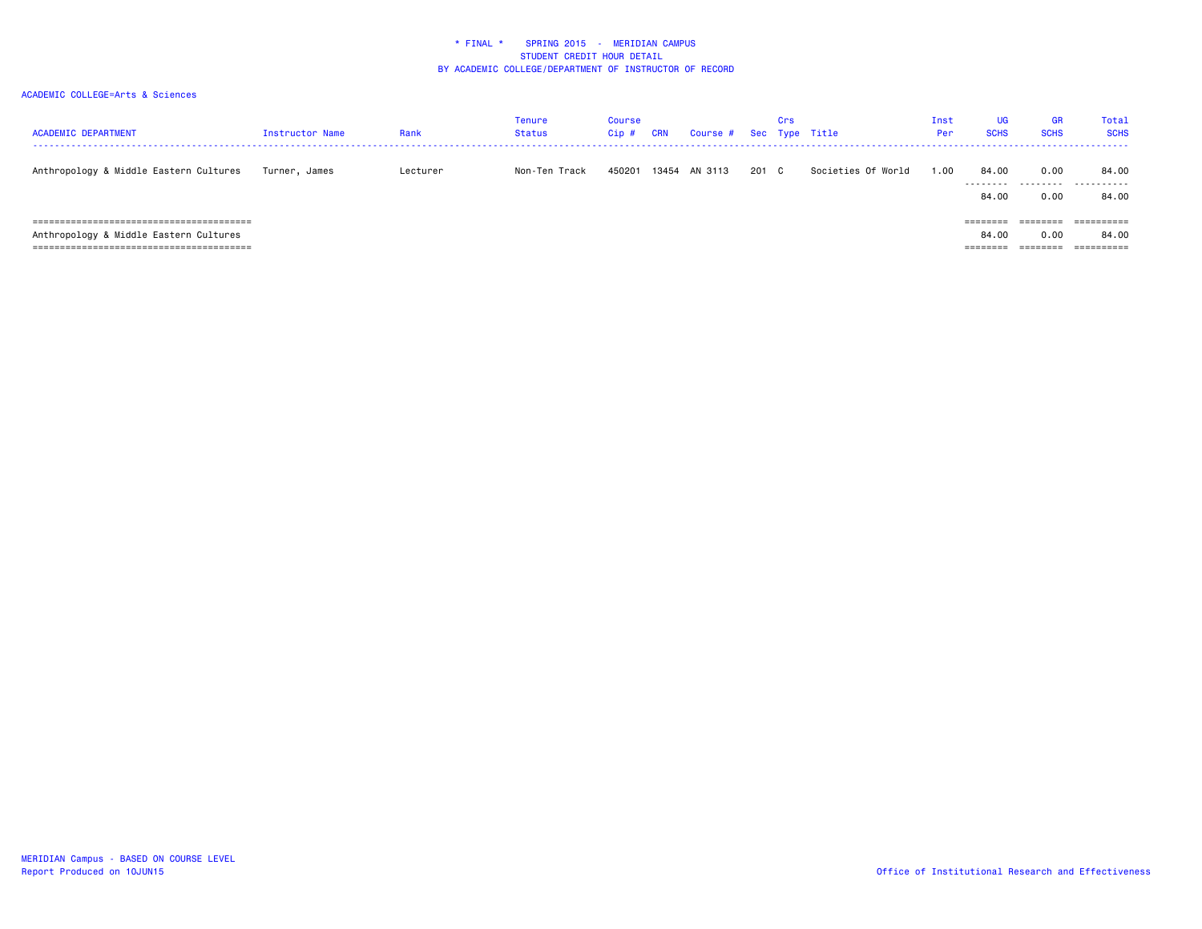\* FINAL \*    SPRING 2015  -  MERIDIAN CAMPUS
STUDENT CREDIT HOUR DETAIL
BY ACADEMIC COLLEGE/DEPARTMENT OF INSTRUCTOR OF RECORD

ACADEMIC COLLEGE=Arts & Sciences

| ACADEMIC DEPARTMENT | Instructor Name | Rank | Tenure Status | Course Cip # | CRN | Course # | Sec | Crs Type | Title | Inst Per | UG SCHS | GR SCHS | Total SCHS |
|---|---|---|---|---|---|---|---|---|---|---|---|---|---|
| Anthropology & Middle Eastern Cultures | Turner, James | Lecturer | Non-Ten Track | 450201 | 13454 | AN 3113 | 201 | C | Societies Of World | 1.00 | 84.00 | 0.00 | 84.00 |
| | | | | | | | | | | | 84.00 | 0.00 | 84.00 |
| Anthropology & Middle Eastern Cultures | | | | | | | | | | | 84.00 | 0.00 | 84.00 |

MERIDIAN Campus - BASED ON COURSE LEVEL
Report Produced on 10JUN15

Office of Institutional Research and Effectiveness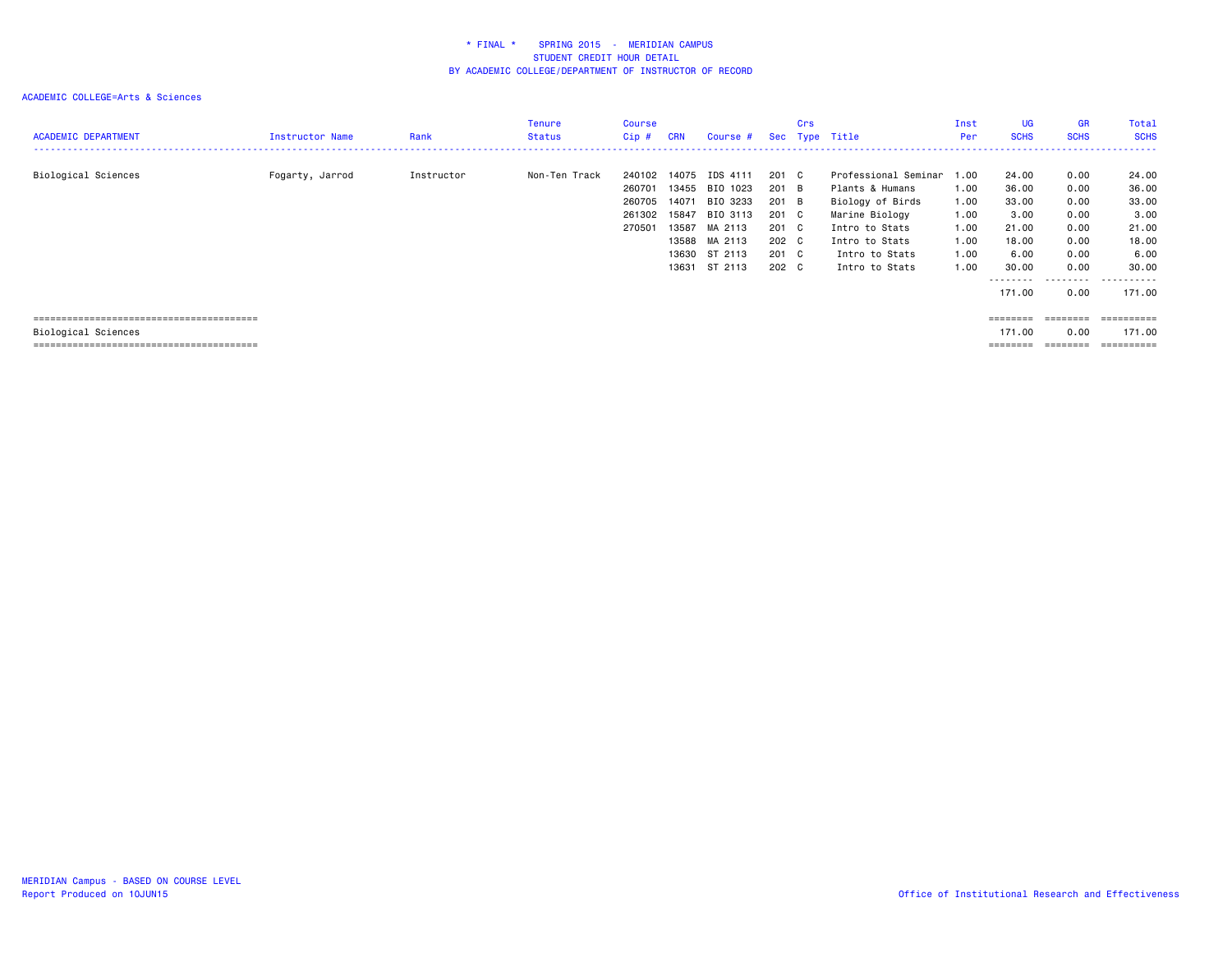\* FINAL \*    SPRING 2015 - MERIDIAN CAMPUS
STUDENT CREDIT HOUR DETAIL
BY ACADEMIC COLLEGE/DEPARTMENT OF INSTRUCTOR OF RECORD

ACADEMIC COLLEGE=Arts & Sciences

| ACADEMIC DEPARTMENT | Instructor Name | Rank | Tenure Status | Course Cip # | CRN | Course # | Sec | Crs Type | Title | Inst Per | UG SCHS | GR SCHS | Total SCHS |
|---|---|---|---|---|---|---|---|---|---|---|---|---|---|
| Biological Sciences | Fogarty, Jarrod | Instructor | Non-Ten Track | 240102 | 14075 | IDS 4111 | 201 | C | Professional Seminar | 1.00 | 24.00 | 0.00 | 24.00 |
| | | | | 260701 | 13455 | BIO 1023 | 201 | B | Plants & Humans | 1.00 | 36.00 | 0.00 | 36.00 |
| | | | | 260705 | 14071 | BIO 3233 | 201 | B | Biology of Birds | 1.00 | 33.00 | 0.00 | 33.00 |
| | | | | 261302 | 15847 | BIO 3113 | 201 | C | Marine Biology | 1.00 | 3.00 | 0.00 | 3.00 |
| | | | | 270501 | 13587 | MA 2113 | 201 | C | Intro to Stats | 1.00 | 21.00 | 0.00 | 21.00 |
| | | | | | 13588 | MA 2113 | 202 | C | Intro to Stats | 1.00 | 18.00 | 0.00 | 18.00 |
| | | | | | 13630 | ST 2113 | 201 | C | Intro to Stats | 1.00 | 6.00 | 0.00 | 6.00 |
| | | | | | 13631 | ST 2113 | 202 | C | Intro to Stats | 1.00 | 30.00 | 0.00 | 30.00 |
| | | | | | | | | | | | 171.00 | 0.00 | 171.00 |
| Biological Sciences | | | | | | | | | | | 171.00 | 0.00 | 171.00 |

MERIDIAN Campus - BASED ON COURSE LEVEL
Report Produced on 10JUN15

Office of Institutional Research and Effectiveness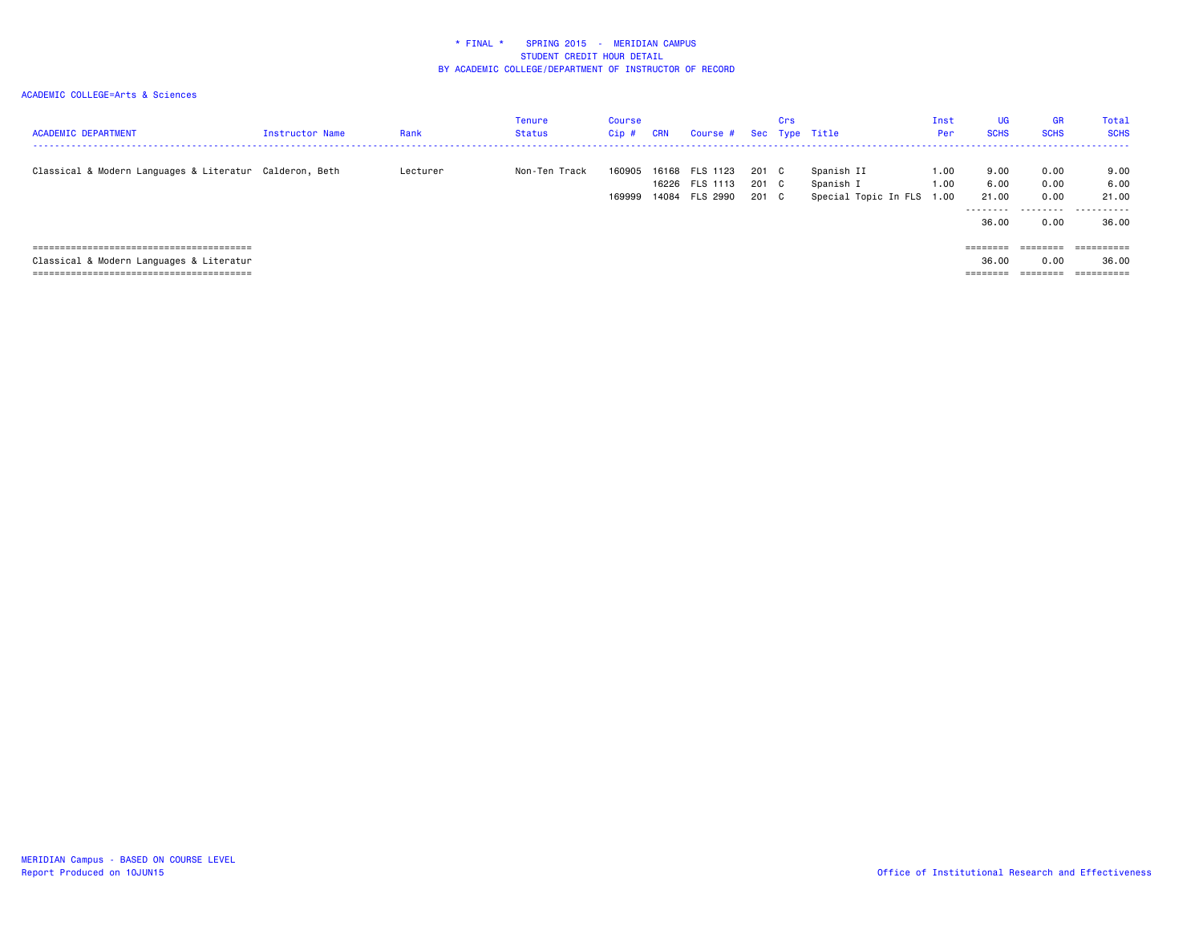\* FINAL \* SPRING 2015 - MERIDIAN CAMPUS
STUDENT CREDIT HOUR DETAIL
BY ACADEMIC COLLEGE/DEPARTMENT OF INSTRUCTOR OF RECORD

ACADEMIC COLLEGE=Arts & Sciences

| ACADEMIC DEPARTMENT | Instructor Name | Rank | Tenure Status | Course Cip # | CRN | Course # | Sec | Crs Type | Title | Inst Per | UG SCHS | GR SCHS | Total SCHS |
|---|---|---|---|---|---|---|---|---|---|---|---|---|---|
| Classical & Modern Languages & Literatur | Calderon, Beth | Lecturer | Non-Ten Track | 160905 | 16168 | FLS 1123 | 201 | C | Spanish II | 1.00 | 9.00 | 0.00 | 9.00 |
| | | | | | 16226 | FLS 1113 | 201 | C | Spanish I | 1.00 | 6.00 | 0.00 | 6.00 |
| | | | | 169999 | 14084 | FLS 2990 | 201 | C | Special Topic In FLS | 1.00 | 21.00 | 0.00 | 21.00 |
| | | | | | | | | | | | 36.00 | 0.00 | 36.00 |
| Classical & Modern Languages & Literatur | | | | | | | | | | | 36.00 | 0.00 | 36.00 |

MERIDIAN Campus - BASED ON COURSE LEVEL
Report Produced on 10JUN15

Office of Institutional Research and Effectiveness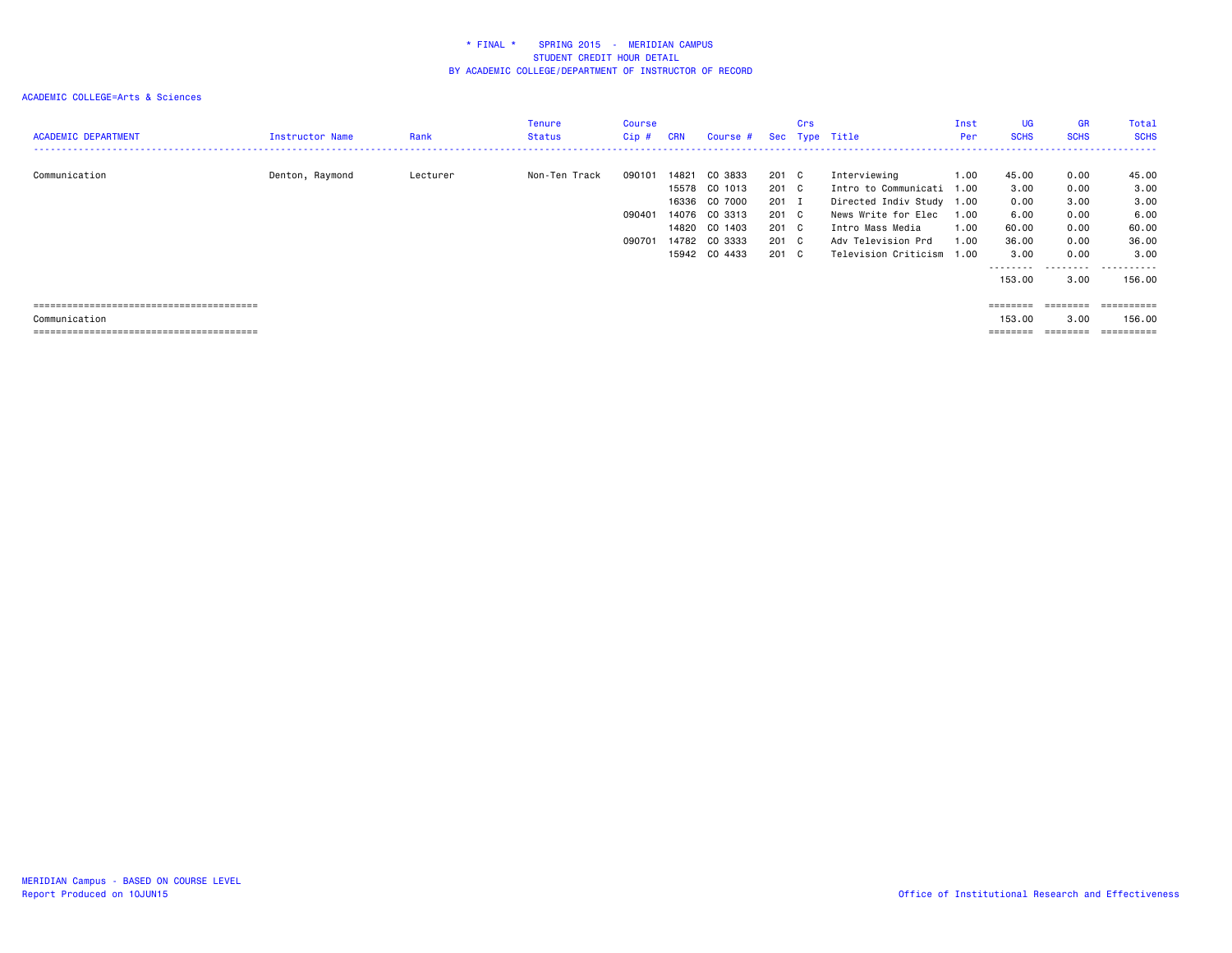\* FINAL \* SPRING 2015 - MERIDIAN CAMPUS
STUDENT CREDIT HOUR DETAIL
BY ACADEMIC COLLEGE/DEPARTMENT OF INSTRUCTOR OF RECORD

ACADEMIC COLLEGE=Arts & Sciences

| ACADEMIC DEPARTMENT | Instructor Name | Rank | Tenure Status | Course Cip # | CRN | Course # | Sec | Crs Type | Title | Inst Per | UG SCHS | GR SCHS | Total SCHS |
|---|---|---|---|---|---|---|---|---|---|---|---|---|---|
| Communication | Denton, Raymond | Lecturer | Non-Ten Track | 090101 | 14821 | CO 3833 | 201 | C | Interviewing | 1.00 | 45.00 | 0.00 | 45.00 |
| | | | | | 15578 | CO 1013 | 201 | C | Intro to Communicati | 1.00 | 3.00 | 0.00 | 3.00 |
| | | | | | 16336 | CO 7000 | 201 | I | Directed Indiv Study | 1.00 | 0.00 | 3.00 | 3.00 |
| | | | | 090401 | 14076 | CO 3313 | 201 | C | News Write for Elec | 1.00 | 6.00 | 0.00 | 6.00 |
| | | | | | 14820 | CO 1403 | 201 | C | Intro Mass Media | 1.00 | 60.00 | 0.00 | 60.00 |
| | | | | 090701 | 14782 | CO 3333 | 201 | C | Adv Television Prd | 1.00 | 36.00 | 0.00 | 36.00 |
| | | | | | 15942 | CO 4433 | 201 | C | Television Criticism | 1.00 | 3.00 | 0.00 | 3.00 |
| | | | | | | | | | | | 153.00 | 3.00 | 156.00 |
| Communication | | | | | | | | | | | 153.00 | 3.00 | 156.00 |

MERIDIAN Campus - BASED ON COURSE LEVEL
Report Produced on 10JUN15

Office of Institutional Research and Effectiveness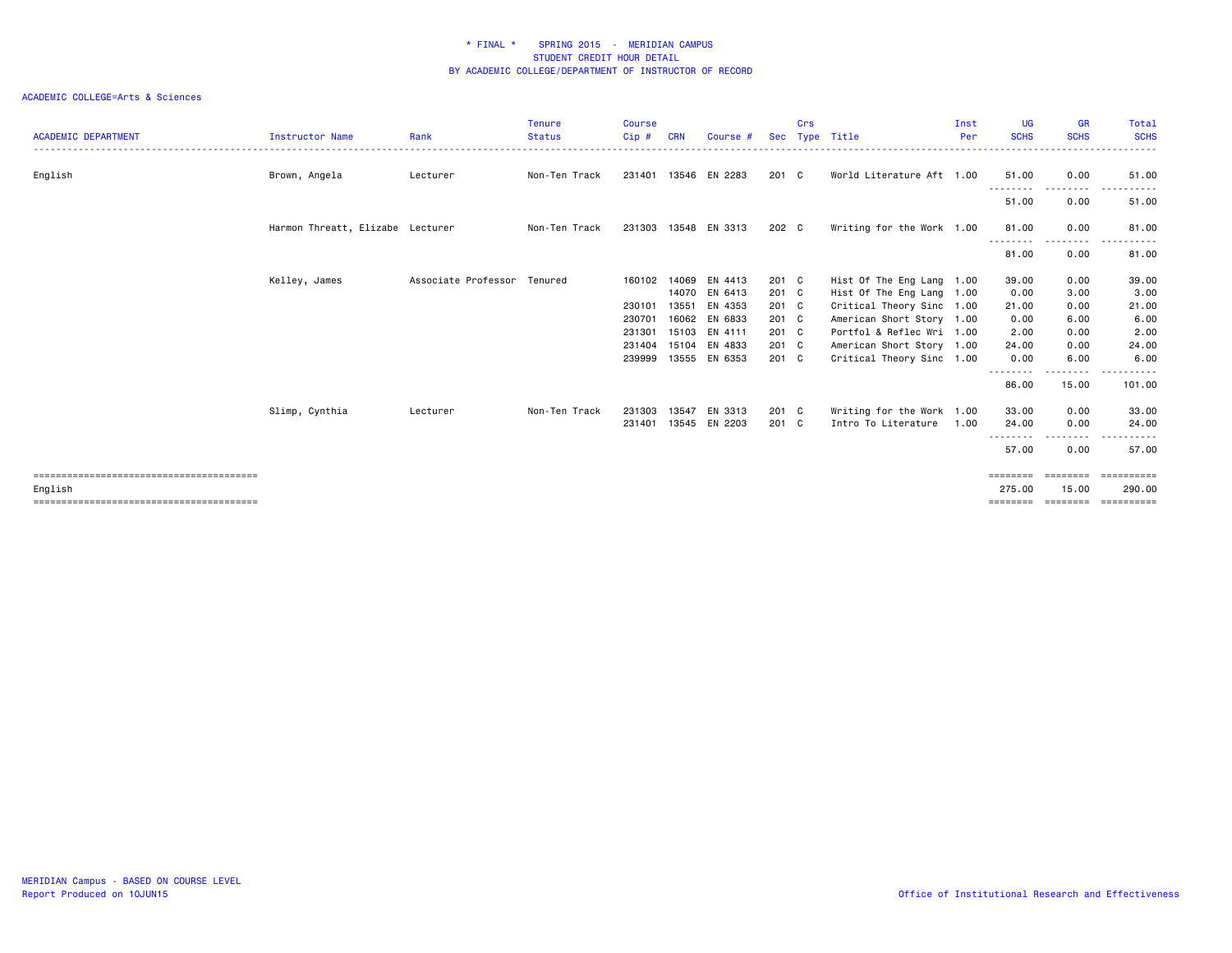\* FINAL \*    SPRING 2015 - MERIDIAN CAMPUS
STUDENT CREDIT HOUR DETAIL
BY ACADEMIC COLLEGE/DEPARTMENT OF INSTRUCTOR OF RECORD

ACADEMIC COLLEGE=Arts & Sciences

| ACADEMIC DEPARTMENT | Instructor Name | Rank | Tenure Status | Course Cip # | CRN | Course # | Sec | Crs Type | Title | Inst Per | UG SCHS | GR SCHS | Total SCHS |
|---|---|---|---|---|---|---|---|---|---|---|---|---|---|
| English | Brown, Angela | Lecturer | Non-Ten Track | 231401 | 13546 | EN 2283 | 201 | C | World Literature Aft | 1.00 | 51.00 | 0.00 | 51.00 |
| | | | | | | | | | | | 51.00 | 0.00 | 51.00 |
| | Harmon Threatt, Elizabe | Lecturer | Non-Ten Track | 231303 | 13548 | EN 3313 | 202 | C | Writing for the Work | 1.00 | 81.00 | 0.00 | 81.00 |
| | | | | | | | | | | | 81.00 | 0.00 | 81.00 |
| | Kelley, James | Associate Professor | Tenured | 160102 | 14069 | EN 4413 | 201 | C | Hist Of The Eng Lang | 1.00 | 39.00 | 0.00 | 39.00 |
| | | | | | 14070 | EN 6413 | 201 | C | Hist Of The Eng Lang | 1.00 | 0.00 | 3.00 | 3.00 |
| | | | | 230101 | 13551 | EN 4353 | 201 | C | Critical Theory Sinc | 1.00 | 21.00 | 0.00 | 21.00 |
| | | | | 230701 | 16062 | EN 6833 | 201 | C | American Short Story | 1.00 | 0.00 | 6.00 | 6.00 |
| | | | | 231301 | 15103 | EN 4111 | 201 | C | Portfol & Reflec Wri | 1.00 | 2.00 | 0.00 | 2.00 |
| | | | | 231404 | 15104 | EN 4833 | 201 | C | American Short Story | 1.00 | 24.00 | 0.00 | 24.00 |
| | | | | 239999 | 13555 | EN 6353 | 201 | C | Critical Theory Sinc | 1.00 | 0.00 | 6.00 | 6.00 |
| | | | | | | | | | | | 86.00 | 15.00 | 101.00 |
| | Slimp, Cynthia | Lecturer | Non-Ten Track | 231303 | 13547 | EN 3313 | 201 | C | Writing for the Work | 1.00 | 33.00 | 0.00 | 33.00 |
| | | | | 231401 | 13545 | EN 2203 | 201 | C | Intro To Literature | 1.00 | 24.00 | 0.00 | 24.00 |
| | | | | | | | | | | | 57.00 | 0.00 | 57.00 |
| English | | | | | | | | | | | 275.00 | 15.00 | 290.00 |

MERIDIAN Campus - BASED ON COURSE LEVEL
Report Produced on 10JUN15

Office of Institutional Research and Effectiveness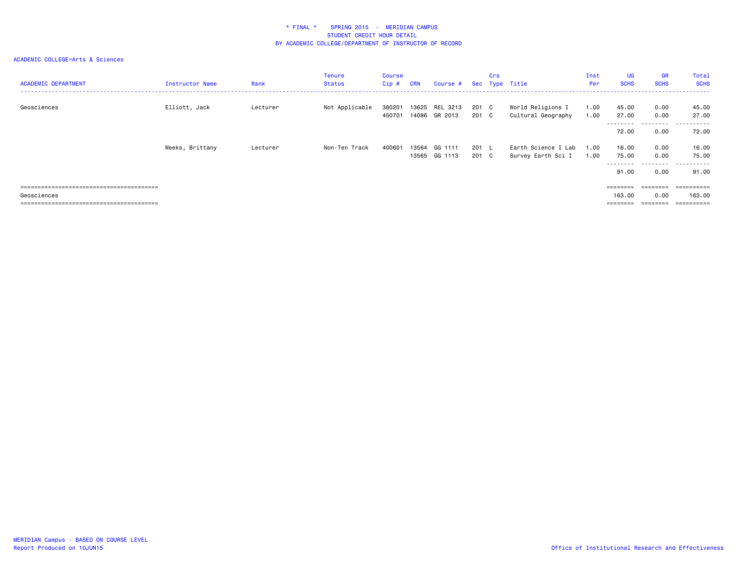\* FINAL \*    SPRING 2015  -  MERIDIAN CAMPUS
STUDENT CREDIT HOUR DETAIL
BY ACADEMIC COLLEGE/DEPARTMENT OF INSTRUCTOR OF RECORD

ACADEMIC COLLEGE=Arts & Sciences

| ACADEMIC DEPARTMENT | Instructor Name | Rank | Tenure Status | Course Cip # | CRN | Course # | Sec | Crs Type | Title | Inst Per | UG SCHS | GR SCHS | Total SCHS |
|---|---|---|---|---|---|---|---|---|---|---|---|---|---|
| Geosciences | Elliott, Jack | Lecturer | Not Applicable | 380201 | 13625 | REL 3213 | 201 | C | World Religions I | 1.00 | 45.00 | 0.00 | 45.00 |
| | | | | 450701 | 14086 | GR 2013 | 201 | C | Cultural Geography | 1.00 | 27.00 | 0.00 | 27.00 |
| | | | | | | | | | | | 72.00 | 0.00 | 72.00 |
| | Weeks, Brittany | Lecturer | Non-Ten Track | 400601 | 13564 | GG 1111 | 201 | L | Earth Science I Lab | 1.00 | 16.00 | 0.00 | 16.00 |
| | | | | | 13565 | GG 1113 | 201 | C | Survey Earth Sci I | 1.00 | 75.00 | 0.00 | 75.00 |
| | | | | | | | | | | | 91.00 | 0.00 | 91.00 |
| Geosciences | | | | | | | | | | | 163.00 | 0.00 | 163.00 |

MERIDIAN Campus - BASED ON COURSE LEVEL
Report Produced on 10JUN15

Office of Institutional Research and Effectiveness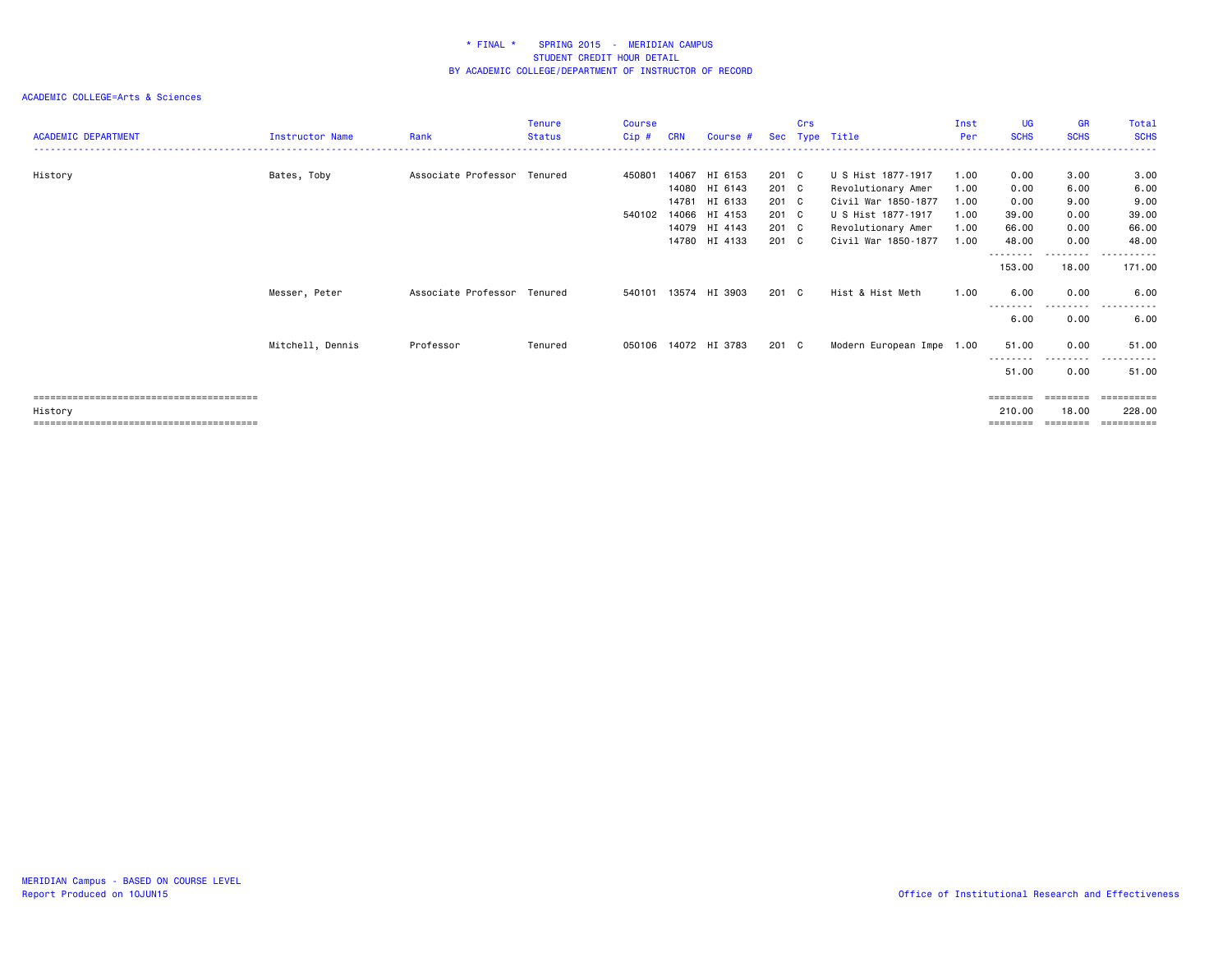\* FINAL \* SPRING 2015 - MERIDIAN CAMPUS
STUDENT CREDIT HOUR DETAIL
BY ACADEMIC COLLEGE/DEPARTMENT OF INSTRUCTOR OF RECORD

ACADEMIC COLLEGE=Arts & Sciences

| ACADEMIC DEPARTMENT | Instructor Name | Rank | Tenure Status | Course Cip # | CRN | Course # | Sec | Crs Type | Title | Inst Per | UG SCHS | GR SCHS | Total SCHS |
|---|---|---|---|---|---|---|---|---|---|---|---|---|---|
| History | Bates, Toby | Associate Professor | Tenured | 450801 | 14067 | HI 6153 | 201 | C | U S Hist 1877-1917 | 1.00 | 0.00 | 3.00 | 3.00 |
| | | | | | 14080 | HI 6143 | 201 | C | Revolutionary Amer | 1.00 | 0.00 | 6.00 | 6.00 |
| | | | | | 14781 | HI 6133 | 201 | C | Civil War 1850-1877 | 1.00 | 0.00 | 9.00 | 9.00 |
| | | | | 540102 | 14066 | HI 4153 | 201 | C | U S Hist 1877-1917 | 1.00 | 39.00 | 0.00 | 39.00 |
| | | | | | 14079 | HI 4143 | 201 | C | Revolutionary Amer | 1.00 | 66.00 | 0.00 | 66.00 |
| | | | | | 14780 | HI 4133 | 201 | C | Civil War 1850-1877 | 1.00 | 48.00 | 0.00 | 48.00 |
| | | | | | | | | | | | 153.00 | 18.00 | 171.00 |
| | Messer, Peter | Associate Professor | Tenured | 540101 | 13574 | HI 3903 | 201 | C | Hist & Hist Meth | 1.00 | 6.00 | 0.00 | 6.00 |
| | | | | | | | | | | | 6.00 | 0.00 | 6.00 |
| | Mitchell, Dennis | Professor | Tenured | 050106 | 14072 | HI 3783 | 201 | C | Modern European Impe | 1.00 | 51.00 | 0.00 | 51.00 |
| | | | | | | | | | | | 51.00 | 0.00 | 51.00 |
| History | | | | | | | | | | | 210.00 | 18.00 | 228.00 |

MERIDIAN Campus - BASED ON COURSE LEVEL
Report Produced on 10JUN15

Office of Institutional Research and Effectiveness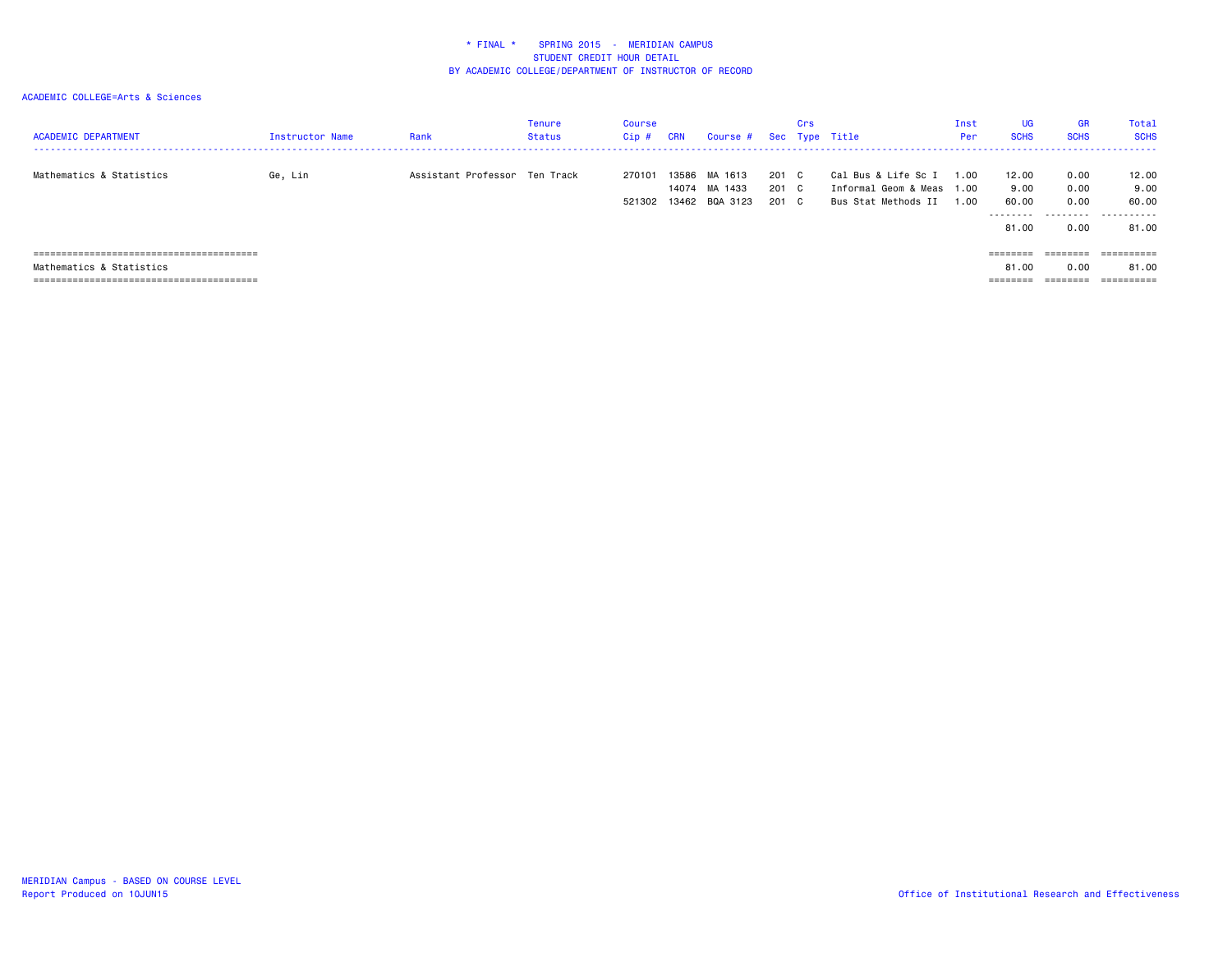\* FINAL \* SPRING 2015 - MERIDIAN CAMPUS
STUDENT CREDIT HOUR DETAIL
BY ACADEMIC COLLEGE/DEPARTMENT OF INSTRUCTOR OF RECORD

ACADEMIC COLLEGE=Arts & Sciences

| ACADEMIC DEPARTMENT | Instructor Name | Rank | Tenure Status | Course Cip # | CRN | Course # | Sec | Crs Type | Title | Inst Per | UG SCHS | GR SCHS | Total SCHS |
|---|---|---|---|---|---|---|---|---|---|---|---|---|---|
| Mathematics & Statistics | Ge, Lin | Assistant Professor | Ten Track | 270101 | 13586 | MA 1613 | 201 | C | Cal Bus & Life Sc I | 1.00 | 12.00 | 0.00 | 12.00 |
| | | | | | 14074 | MA 1433 | 201 | C | Informal Geom & Meas | 1.00 | 9.00 | 0.00 | 9.00 |
| | | | | 521302 | 13462 | BQA 3123 | 201 | C | Bus Stat Methods II | 1.00 | 60.00 | 0.00 | 60.00 |
| | | | | | | | | | | | 81.00 | 0.00 | 81.00 |
| Mathematics & Statistics | | | | | | | | | | | 81.00 | 0.00 | 81.00 |

MERIDIAN Campus - BASED ON COURSE LEVEL
Report Produced on 10JUN15

Office of Institutional Research and Effectiveness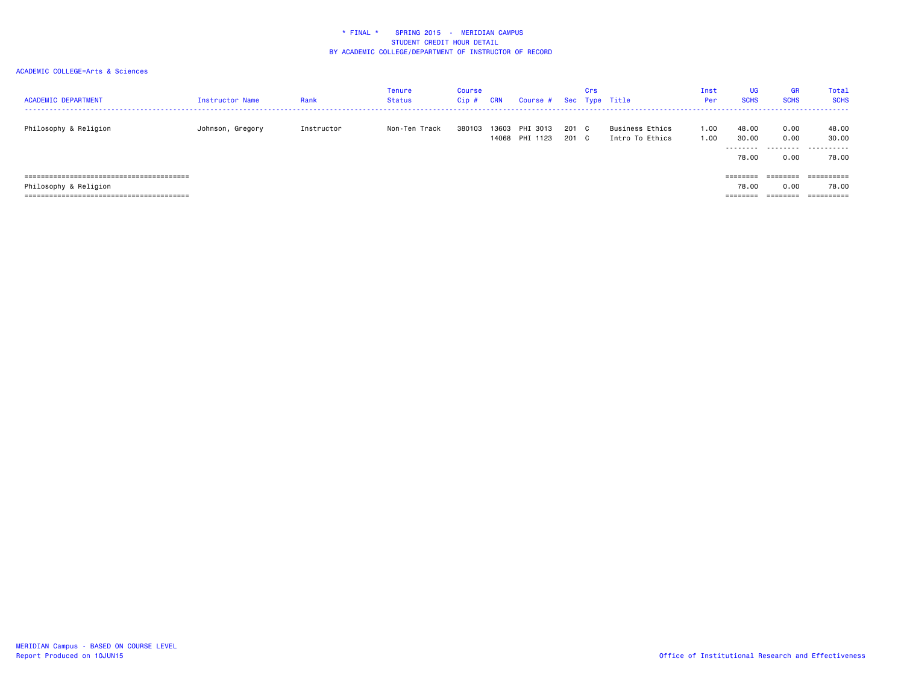\* FINAL \* SPRING 2015 - MERIDIAN CAMPUS
STUDENT CREDIT HOUR DETAIL
BY ACADEMIC COLLEGE/DEPARTMENT OF INSTRUCTOR OF RECORD

ACADEMIC COLLEGE=Arts & Sciences

| ACADEMIC DEPARTMENT | Instructor Name | Rank | Tenure Status | Course Cip # | CRN | Course # | Sec | Crs Type | Title | Inst Per | UG SCHS | GR SCHS | Total SCHS |
|---|---|---|---|---|---|---|---|---|---|---|---|---|---|
| Philosophy & Religion | Johnson, Gregory | Instructor | Non-Ten Track | 380103 | 13603 | PHI 3013 | 201 | C | Business Ethics | 1.00 | 48.00 | 0.00 | 48.00 |
| | | | | | 14068 | PHI 1123 | 201 | C | Intro To Ethics | 1.00 | 30.00 | 0.00 | 30.00 |
| | | | | | | | | | | | 78.00 | 0.00 | 78.00 |
| Philosophy & Religion | | | | | | | | | | | 78.00 | 0.00 | 78.00 |

MERIDIAN Campus - BASED ON COURSE LEVEL
Report Produced on 10JUN15

Office of Institutional Research and Effectiveness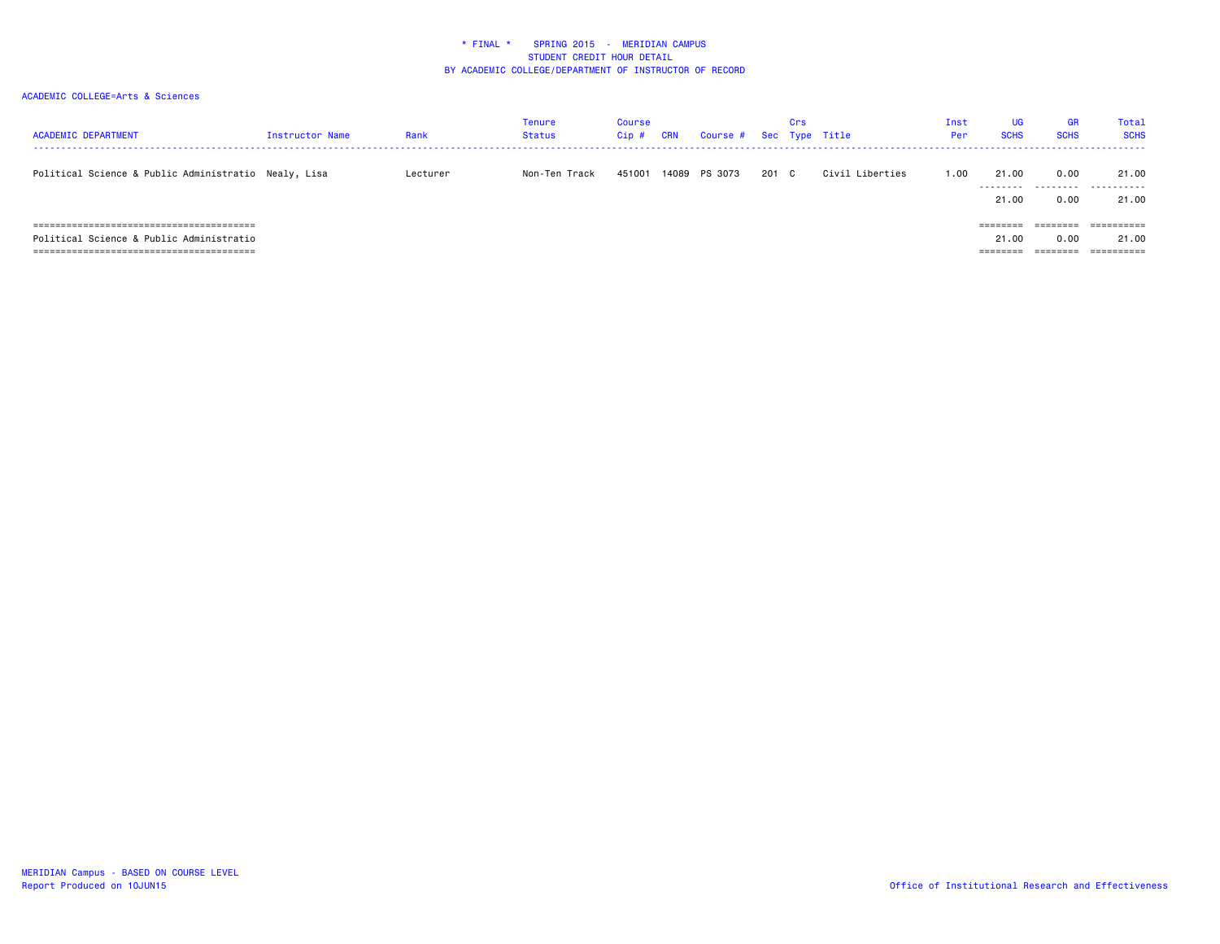\* FINAL \*    SPRING 2015 - MERIDIAN CAMPUS
STUDENT CREDIT HOUR DETAIL
BY ACADEMIC COLLEGE/DEPARTMENT OF INSTRUCTOR OF RECORD

ACADEMIC COLLEGE=Arts & Sciences

| ACADEMIC DEPARTMENT | Instructor Name | Rank | Tenure Status | Course Cip # | CRN | Course # | Sec | Crs Type | Title | Inst Per | UG SCHS | GR SCHS | Total SCHS |
|---|---|---|---|---|---|---|---|---|---|---|---|---|---|
| Political Science & Public Administratio | Nealy, Lisa | Lecturer | Non-Ten Track | 451001 | 14089 | PS 3073 | 201 | C | Civil Liberties | 1.00 | 21.00 | 0.00 | 21.00 |
| | | | | | | | | | | | 21.00 | 0.00 | 21.00 |
| Political Science & Public Administratio | | | | | | | | | | | 21.00 | 0.00 | 21.00 |

MERIDIAN Campus - BASED ON COURSE LEVEL
Report Produced on 10JUN15

Office of Institutional Research and Effectiveness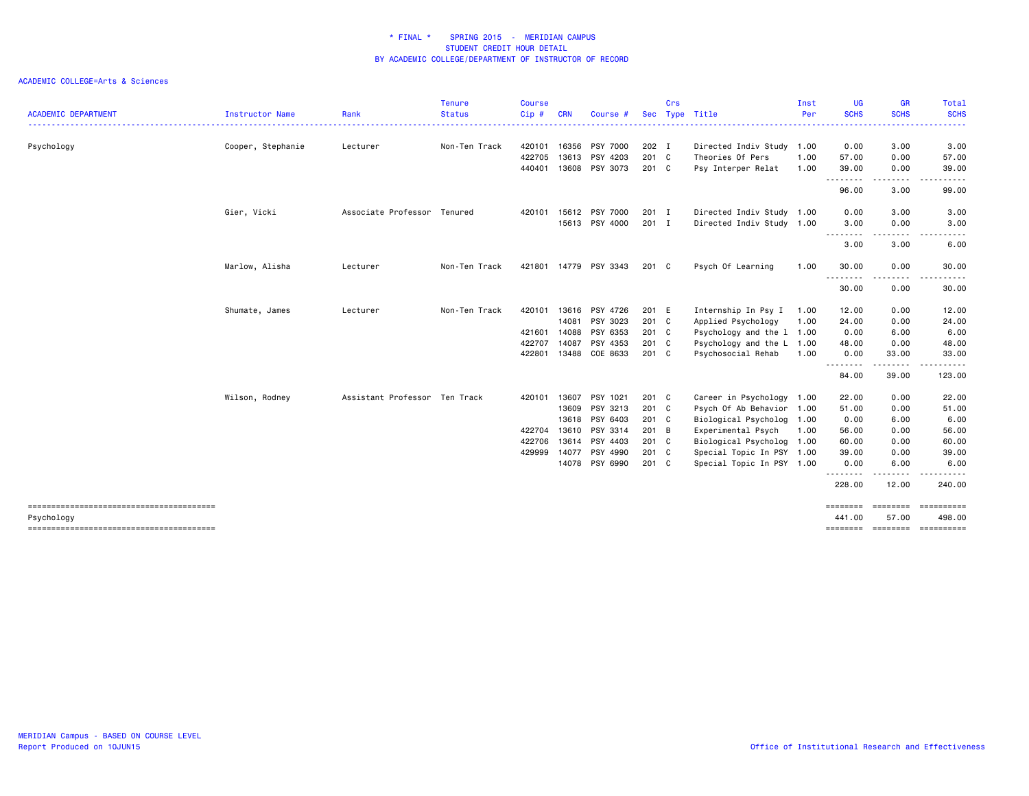**\* FINAL \* SPRING 2015 - MERIDIAN CAMPUS**
**STUDENT CREDIT HOUR DETAIL**
**BY ACADEMIC COLLEGE/DEPARTMENT OF INSTRUCTOR OF RECORD**

ACADEMIC COLLEGE=Arts & Sciences

| ACADEMIC DEPARTMENT | Instructor Name | Rank | Tenure Status | Course Cip # | CRN | Course # | Sec | Crs Type | Title | Inst Per | UG SCHS | GR SCHS | Total SCHS |
|---|---|---|---|---|---|---|---|---|---|---|---|---|---|
| Psychology | Cooper, Stephanie | Lecturer | Non-Ten Track | 420101 | 16356 | PSY 7000 | 202 | I | Directed Indiv Study | 1.00 | 0.00 | 3.00 | 3.00 |
| | | | | 422705 | 13613 | PSY 4203 | 201 | C | Theories Of Pers | 1.00 | 57.00 | 0.00 | 57.00 |
| | | | | 440401 | 13608 | PSY 3073 | 201 | C | Psy Interper Relat | 1.00 | 39.00 | 0.00 | 39.00 |
| | | | | | | | | | | | 96.00 | 3.00 | 99.00 |
| | Gier, Vicki | Associate Professor | Tenured | 420101 | 15612 | PSY 7000 | 201 | I | Directed Indiv Study | 1.00 | 0.00 | 3.00 | 3.00 |
| | | | | | 15613 | PSY 4000 | 201 | I | Directed Indiv Study | 1.00 | 3.00 | 0.00 | 3.00 |
| | | | | | | | | | | | 3.00 | 3.00 | 6.00 |
| | Marlow, Alisha | Lecturer | Non-Ten Track | 421801 | 14779 | PSY 3343 | 201 | C | Psych Of Learning | 1.00 | 30.00 | 0.00 | 30.00 |
| | | | | | | | | | | | 30.00 | 0.00 | 30.00 |
| | Shumate, James | Lecturer | Non-Ten Track | 420101 | 13616 | PSY 4726 | 201 | E | Internship In Psy I | 1.00 | 12.00 | 0.00 | 12.00 |
| | | | | | 14081 | PSY 3023 | 201 | C | Applied Psychology | 1.00 | 24.00 | 0.00 | 24.00 |
| | | | | 421601 | 14088 | PSY 6353 | 201 | C | Psychology and the l | 1.00 | 0.00 | 6.00 | 6.00 |
| | | | | 422707 | 14087 | PSY 4353 | 201 | C | Psychology and the L | 1.00 | 48.00 | 0.00 | 48.00 |
| | | | | 422801 | 13488 | COE 8633 | 201 | C | Psychosocial Rehab | 1.00 | 0.00 | 33.00 | 33.00 |
| | | | | | | | | | | | 84.00 | 39.00 | 123.00 |
| | Wilson, Rodney | Assistant Professor | Ten Track | 420101 | 13607 | PSY 1021 | 201 | C | Career in Psychology | 1.00 | 22.00 | 0.00 | 22.00 |
| | | | | | 13609 | PSY 3213 | 201 | C | Psych Of Ab Behavior | 1.00 | 51.00 | 0.00 | 51.00 |
| | | | | | 13618 | PSY 6403 | 201 | C | Biological Psycholog | 1.00 | 0.00 | 6.00 | 6.00 |
| | | | | 422704 | 13610 | PSY 3314 | 201 | B | Experimental Psych | 1.00 | 56.00 | 0.00 | 56.00 |
| | | | | 422706 | 13614 | PSY 4403 | 201 | C | Biological Psycholog | 1.00 | 60.00 | 0.00 | 60.00 |
| | | | | 429999 | 14077 | PSY 4990 | 201 | C | Special Topic In PSY | 1.00 | 39.00 | 0.00 | 39.00 |
| | | | | | 14078 | PSY 6990 | 201 | C | Special Topic In PSY | 1.00 | 0.00 | 6.00 | 6.00 |
| | | | | | | | | | | | 228.00 | 12.00 | 240.00 |
| Psychology | | | | | | | | | | | 441.00 | 57.00 | 498.00 |

MERIDIAN Campus - BASED ON COURSE LEVEL
Report Produced on 10JUN15

Office of Institutional Research and Effectiveness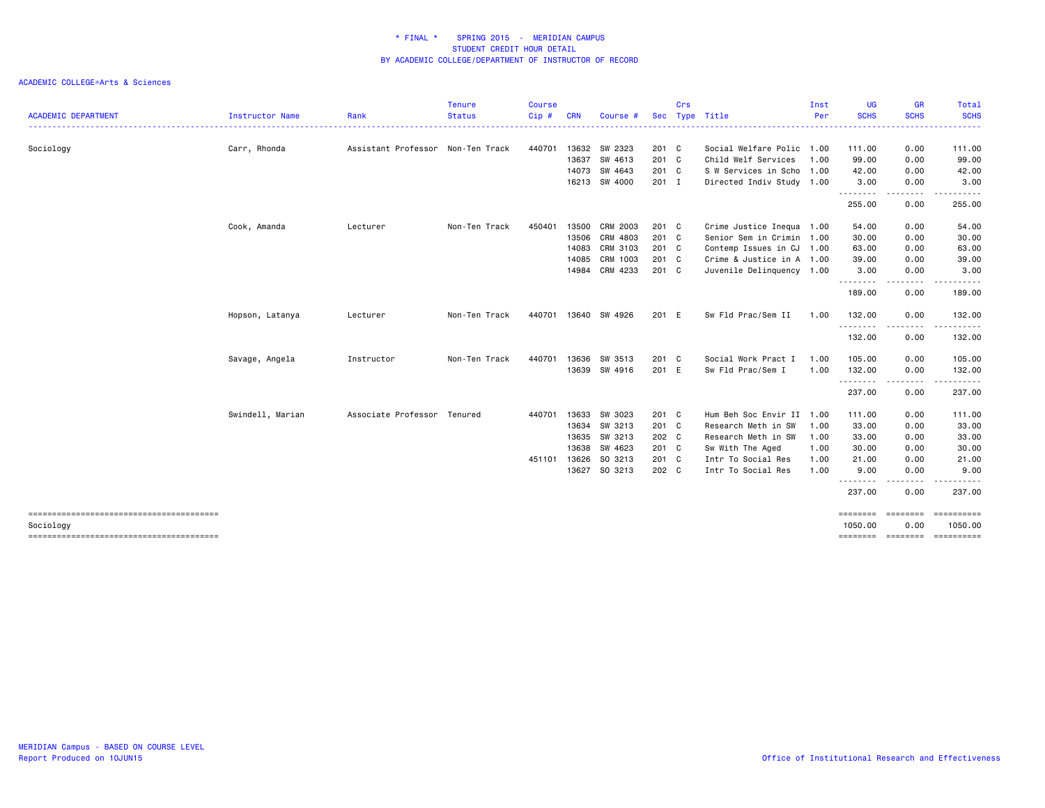# * FINAL * SPRING 2015 - MERIDIAN CAMPUS
## STUDENT CREDIT HOUR DETAIL
## BY ACADEMIC COLLEGE/DEPARTMENT OF INSTRUCTOR OF RECORD

ACADEMIC COLLEGE=Arts & Sciences

| ACADEMIC DEPARTMENT | Instructor Name | Rank | Tenure Status | Course Cip # | CRN | Course # | Sec | Crs Type | Title | Inst Per | UG SCHS | GR SCHS | Total SCHS |
|---|---|---|---|---|---|---|---|---|---|---|---|---|---|
| Sociology | Carr, Rhonda | Assistant Professor | Non-Ten Track | 440701 | 13632 | SW 2323 | 201 | C | Social Welfare Polic | 1.00 | 111.00 | 0.00 | 111.00 |
| | | | | | 13637 | SW 4613 | 201 | C | Child Welf Services | 1.00 | 99.00 | 0.00 | 99.00 |
| | | | | | 14073 | SW 4643 | 201 | C | S W Services in Scho | 1.00 | 42.00 | 0.00 | 42.00 |
| | | | | | 16213 | SW 4000 | 201 | I | Directed Indiv Study | 1.00 | 3.00 | 0.00 | 3.00 |
| | | | | | | | | | | | 255.00 | 0.00 | 255.00 |
| | Cook, Amanda | Lecturer | Non-Ten Track | 450401 | 13500 | CRM 2003 | 201 | C | Crime Justice Inequa | 1.00 | 54.00 | 0.00 | 54.00 |
| | | | | | 13506 | CRM 4803 | 201 | C | Senior Sem in Crimin | 1.00 | 30.00 | 0.00 | 30.00 |
| | | | | | 14083 | CRM 3103 | 201 | C | Contemp Issues in CJ | 1.00 | 63.00 | 0.00 | 63.00 |
| | | | | | 14085 | CRM 1003 | 201 | C | Crime & Justice in A | 1.00 | 39.00 | 0.00 | 39.00 |
| | | | | | 14984 | CRM 4233 | 201 | C | Juvenile Delinquency | 1.00 | 3.00 | 0.00 | 3.00 |
| | | | | | | | | | | | 189.00 | 0.00 | 189.00 |
| | Hopson, Latanya | Lecturer | Non-Ten Track | 440701 | 13640 | SW 4926 | 201 | E | Sw Fld Prac/Sem II | 1.00 | 132.00 | 0.00 | 132.00 |
| | | | | | | | | | | | 132.00 | 0.00 | 132.00 |
| | Savage, Angela | Instructor | Non-Ten Track | 440701 | 13636 | SW 3513 | 201 | C | Social Work Pract I | 1.00 | 105.00 | 0.00 | 105.00 |
| | | | | | 13639 | SW 4916 | 201 | E | Sw Fld Prac/Sem I | 1.00 | 132.00 | 0.00 | 132.00 |
| | | | | | | | | | | | 237.00 | 0.00 | 237.00 |
| | Swindell, Marian | Associate Professor | Tenured | 440701 | 13633 | SW 3023 | 201 | C | Hum Beh Soc Envir II | 1.00 | 111.00 | 0.00 | 111.00 |
| | | | | | 13634 | SW 3213 | 201 | C | Research Meth in SW | 1.00 | 33.00 | 0.00 | 33.00 |
| | | | | | 13635 | SW 3213 | 202 | C | Research Meth in SW | 1.00 | 33.00 | 0.00 | 33.00 |
| | | | | | 13638 | SW 4623 | 201 | C | Sw With The Aged | 1.00 | 30.00 | 0.00 | 30.00 |
| | | | | 451101 | 13626 | SO 3213 | 201 | C | Intr To Social Res | 1.00 | 21.00 | 0.00 | 21.00 |
| | | | | | 13627 | SO 3213 | 202 | C | Intr To Social Res | 1.00 | 9.00 | 0.00 | 9.00 |
| | | | | | | | | | | | 237.00 | 0.00 | 237.00 |
| Sociology | | | | | | | | | | | 1050.00 | 0.00 | 1050.00 |

MERIDIAN Campus - BASED ON COURSE LEVEL
Report Produced on 10JUN15

Office of Institutional Research and Effectiveness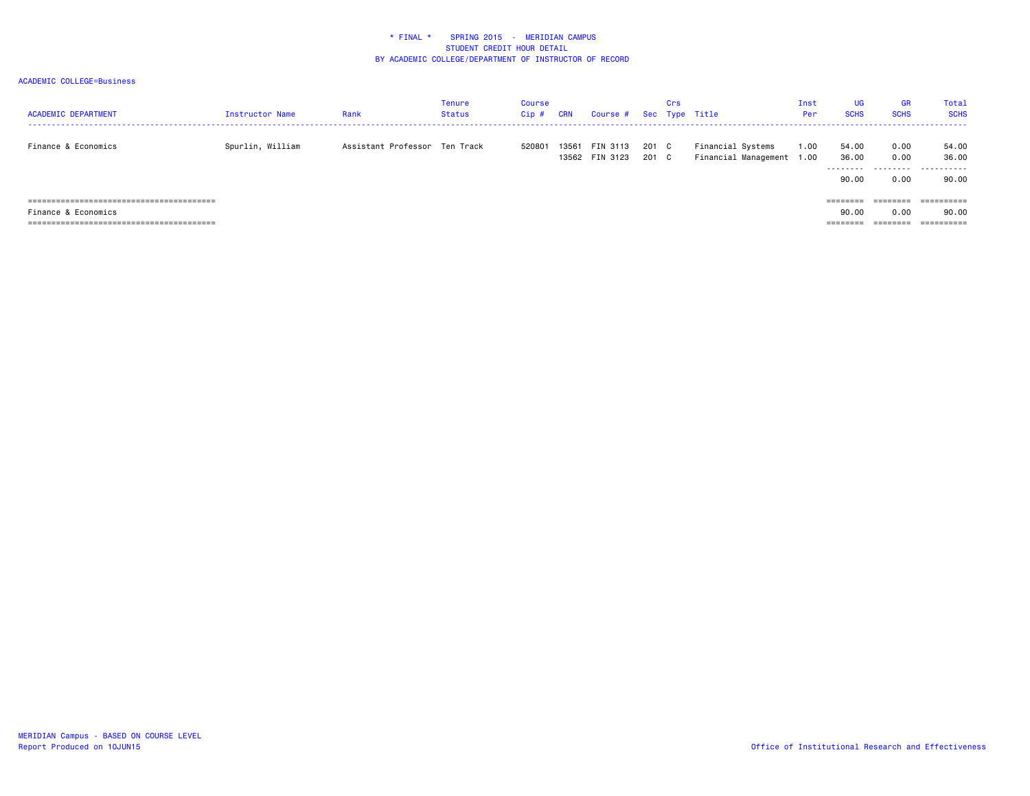\* FINAL \*    SPRING 2015  -  MERIDIAN CAMPUS
STUDENT CREDIT HOUR DETAIL
BY ACADEMIC COLLEGE/DEPARTMENT OF INSTRUCTOR OF RECORD

ACADEMIC COLLEGE=Business

| ACADEMIC DEPARTMENT | Instructor Name | Rank | Tenure Status | Course Cip # | CRN | Course # | Sec | Crs Type | Title | Inst Per | UG SCHS | GR SCHS | Total SCHS |
|---|---|---|---|---|---|---|---|---|---|---|---|---|---|
| Finance & Economics | Spurlin, William | Assistant Professor | Ten Track | 520801 | 13561 | FIN 3113 | 201 | C | Financial Systems | 1.00 | 54.00 | 0.00 | 54.00 |
| | | | | | 13562 | FIN 3123 | 201 | C | Financial Management | 1.00 | 36.00 | 0.00 | 36.00 |
| | | | | | | | | | | | 90.00 | 0.00 | 90.00 |
| Finance & Economics | | | | | | | | | | | 90.00 | 0.00 | 90.00 |

MERIDIAN Campus - BASED ON COURSE LEVEL
Report Produced on 10JUN15

Office of Institutional Research and Effectiveness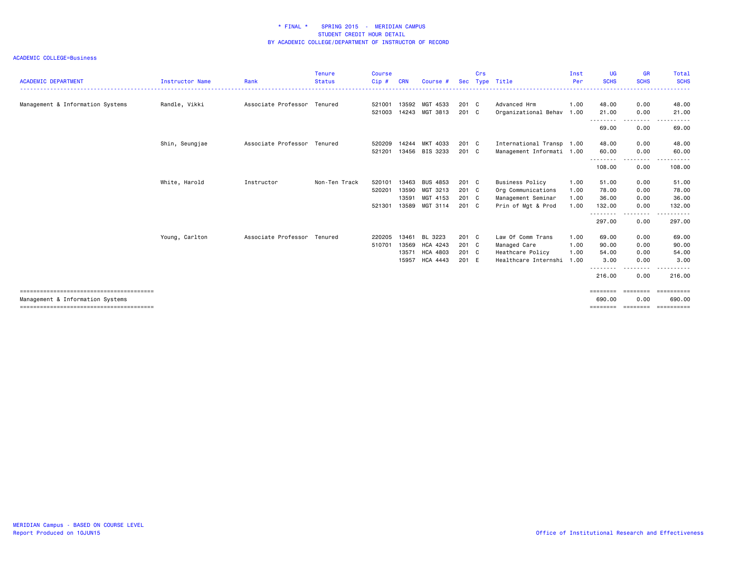\* FINAL \* SPRING 2015 - MERIDIAN CAMPUS
STUDENT CREDIT HOUR DETAIL
BY ACADEMIC COLLEGE/DEPARTMENT OF INSTRUCTOR OF RECORD

ACADEMIC COLLEGE=Business

| ACADEMIC DEPARTMENT | Instructor Name | Rank | Tenure Status | Course Cip # | CRN | Course # | Sec | Crs Type | Title | Inst Per | UG SCHS | GR SCHS | Total SCHS |
|---|---|---|---|---|---|---|---|---|---|---|---|---|---|
| Management & Information Systems | Randle, Vikki | Associate Professor | Tenured | 521001 | 13592 | MGT 4533 | 201 | C | Advanced Hrm | 1.00 | 48.00 | 0.00 | 48.00 |
| | | | | 521003 | 14243 | MGT 3813 | 201 | C | Organizational Behav | 1.00 | 21.00 | 0.00 | 21.00 |
| | | | | | | | | | | | 69.00 | 0.00 | 69.00 |
| | Shin, Seungjae | Associate Professor | Tenured | 520209 | 14244 | MKT 4033 | 201 | C | International Transp | 1.00 | 48.00 | 0.00 | 48.00 |
| | | | | 521201 | 13456 | BIS 3233 | 201 | C | Management Informati | 1.00 | 60.00 | 0.00 | 60.00 |
| | | | | | | | | | | | 108.00 | 0.00 | 108.00 |
| | White, Harold | Instructor | Non-Ten Track | 520101 | 13463 | BUS 4853 | 201 | C | Business Policy | 1.00 | 51.00 | 0.00 | 51.00 |
| | | | | 520201 | 13590 | MGT 3213 | 201 | C | Org Communications | 1.00 | 78.00 | 0.00 | 78.00 |
| | | | | | 13591 | MGT 4153 | 201 | C | Management Seminar | 1.00 | 36.00 | 0.00 | 36.00 |
| | | | | 521301 | 13589 | MGT 3114 | 201 | C | Prin of Mgt & Prod | 1.00 | 132.00 | 0.00 | 132.00 |
| | | | | | | | | | | | 297.00 | 0.00 | 297.00 |
| | Young, Carlton | Associate Professor | Tenured | 220205 | 13461 | BL 3223 | 201 | C | Law Of Comm Trans | 1.00 | 69.00 | 0.00 | 69.00 |
| | | | | 510701 | 13569 | HCA 4243 | 201 | C | Managed Care | 1.00 | 90.00 | 0.00 | 90.00 |
| | | | | | 13571 | HCA 4803 | 201 | C | Heathcare Policy | 1.00 | 54.00 | 0.00 | 54.00 |
| | | | | | 15957 | HCA 4443 | 201 | E | Healthcare Internshi | 1.00 | 3.00 | 0.00 | 3.00 |
| | | | | | | | | | | | 216.00 | 0.00 | 216.00 |
| Management & Information Systems | | | | | | | | | | | 690.00 | 0.00 | 690.00 |

MERIDIAN Campus - BASED ON COURSE LEVEL
Report Produced on 10JUN15

Office of Institutional Research and Effectiveness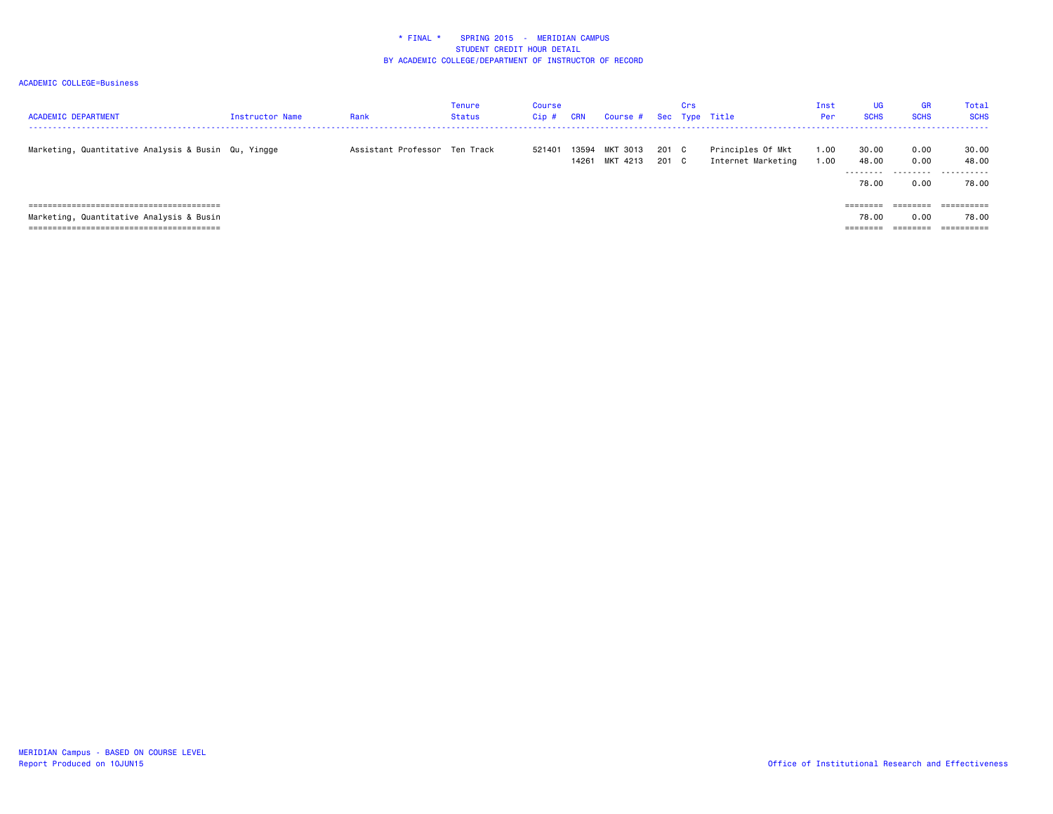\* FINAL \*    SPRING 2015  -  MERIDIAN CAMPUS
STUDENT CREDIT HOUR DETAIL
BY ACADEMIC COLLEGE/DEPARTMENT OF INSTRUCTOR OF RECORD

ACADEMIC COLLEGE=Business

| ACADEMIC DEPARTMENT | Instructor Name | Rank | Tenure Status | Course Cip # | CRN | Course # | Sec | Crs Type | Title | Inst Per | UG SCHS | GR SCHS | Total SCHS |
|---|---|---|---|---|---|---|---|---|---|---|---|---|---|
| Marketing, Quantitative Analysis & Busin | Qu, Yingge | Assistant Professor | Ten Track | 521401 | 13594 | MKT 3013 | 201 | C | Principles Of Mkt | 1.00 | 30.00 | 0.00 | 30.00 |
| | | | | | 14261 | MKT 4213 | 201 | C | Internet Marketing | 1.00 | 48.00 | 0.00 | 48.00 |
| | | | | | | | | | | | 78.00 | 0.00 | 78.00 |
| Marketing, Quantitative Analysis & Busin | | | | | | | | | | | 78.00 | 0.00 | 78.00 |

MERIDIAN Campus - BASED ON COURSE LEVEL
Report Produced on 10JUN15

Office of Institutional Research and Effectiveness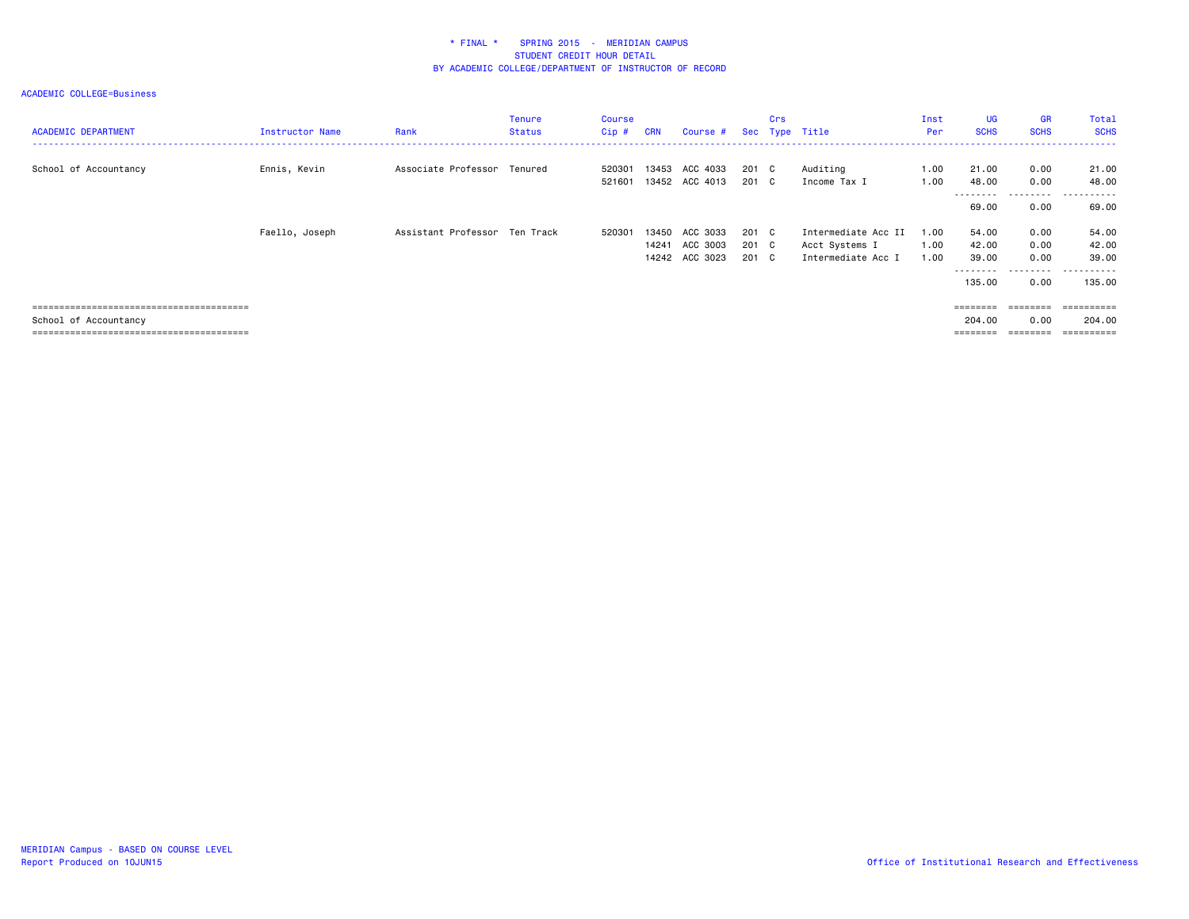\* FINAL \* SPRING 2015 - MERIDIAN CAMPUS
STUDENT CREDIT HOUR DETAIL
BY ACADEMIC COLLEGE/DEPARTMENT OF INSTRUCTOR OF RECORD

ACADEMIC COLLEGE=Business

| ACADEMIC DEPARTMENT | Instructor Name | Rank | Tenure Status | Course Cip # | CRN | Course # | Sec | Crs Type | Title | Inst Per | UG SCHS | GR SCHS | Total SCHS |
|---|---|---|---|---|---|---|---|---|---|---|---|---|---|
| School of Accountancy | Ennis, Kevin | Associate Professor | Tenured | 520301 | 13453 | ACC 4033 | 201 | C | Auditing | 1.00 | 21.00 | 0.00 | 21.00 |
| | | | | 521601 | 13452 | ACC 4013 | 201 | C | Income Tax I | 1.00 | 48.00 | 0.00 | 48.00 |
| | | | | | | | | | | | 69.00 | 0.00 | 69.00 |
| | Faello, Joseph | Assistant Professor | Ten Track | 520301 | 13450 | ACC 3033 | 201 | C | Intermediate Acc II | 1.00 | 54.00 | 0.00 | 54.00 |
| | | | | | 14241 | ACC 3003 | 201 | C | Acct Systems I | 1.00 | 42.00 | 0.00 | 42.00 |
| | | | | | 14242 | ACC 3023 | 201 | C | Intermediate Acc I | 1.00 | 39.00 | 0.00 | 39.00 |
| | | | | | | | | | | | 135.00 | 0.00 | 135.00 |
| School of Accountancy | | | | | | | | | | | 204.00 | 0.00 | 204.00 |

MERIDIAN Campus - BASED ON COURSE LEVEL
Report Produced on 10JUN15

Office of Institutional Research and Effectiveness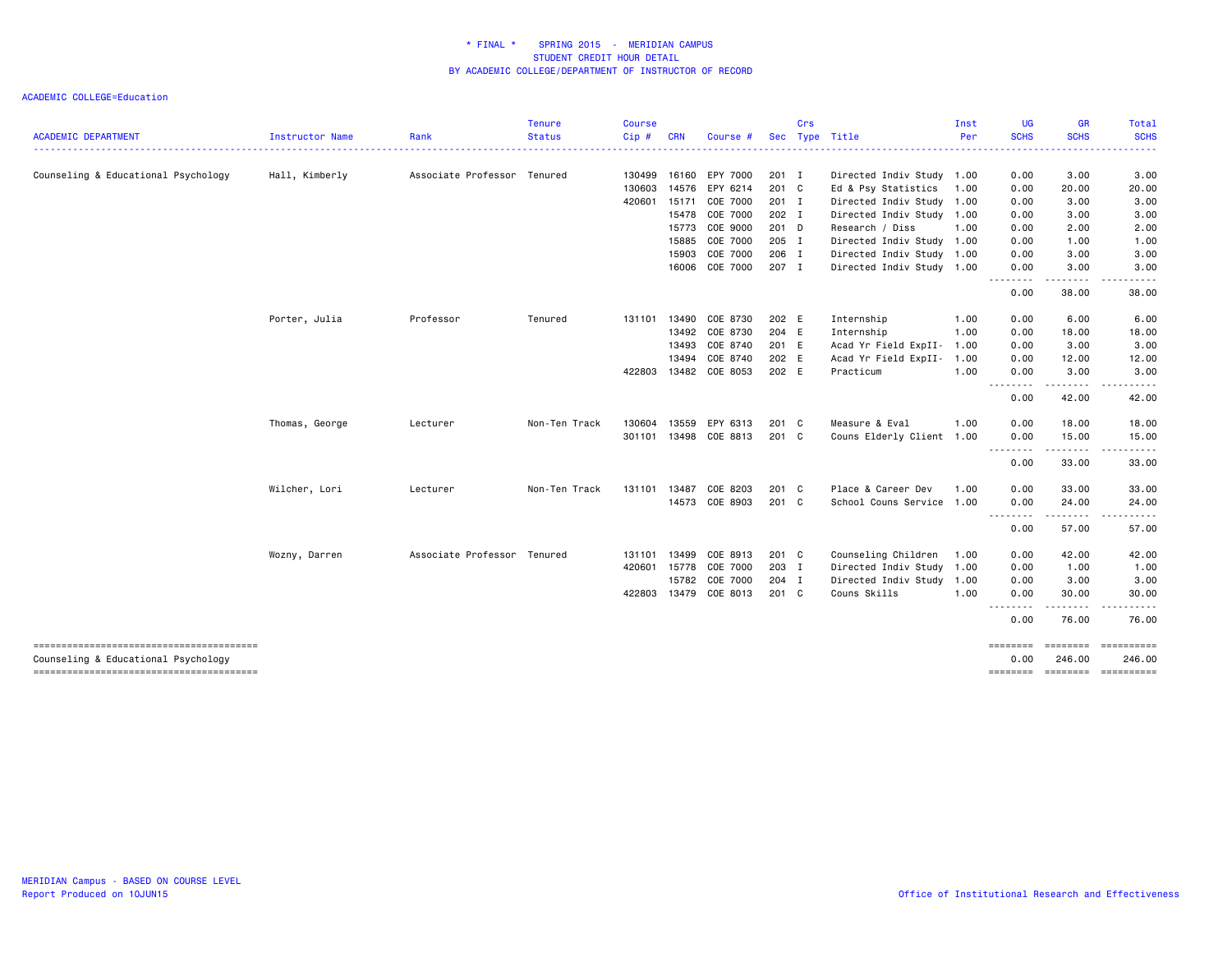\* FINAL \* SPRING 2015 - MERIDIAN CAMPUS
STUDENT CREDIT HOUR DETAIL
BY ACADEMIC COLLEGE/DEPARTMENT OF INSTRUCTOR OF RECORD

ACADEMIC COLLEGE=Education

| ACADEMIC DEPARTMENT | Instructor Name | Rank | Tenure Status | Course Cip # | CRN | Course # | Sec | Crs Type | Title | Inst Per | UG SCHS | GR SCHS | Total SCHS |
|---|---|---|---|---|---|---|---|---|---|---|---|---|---|
| Counseling & Educational Psychology | Hall, Kimberly | Associate Professor | Tenured | 130499 | 16160 | EPY 7000 | 201 | I | Directed Indiv Study | 1.00 | 0.00 | 3.00 | 3.00 |
| | | | | 130603 | 14576 | EPY 6214 | 201 | C | Ed & Psy Statistics | 1.00 | 0.00 | 20.00 | 20.00 |
| | | | | 420601 | 15171 | COE 7000 | 201 | I | Directed Indiv Study | 1.00 | 0.00 | 3.00 | 3.00 |
| | | | | | 15478 | COE 7000 | 202 | I | Directed Indiv Study | 1.00 | 0.00 | 3.00 | 3.00 |
| | | | | | 15773 | COE 9000 | 201 | D | Research / Diss | 1.00 | 0.00 | 2.00 | 2.00 |
| | | | | | 15885 | COE 7000 | 205 | I | Directed Indiv Study | 1.00 | 0.00 | 1.00 | 1.00 |
| | | | | | 15903 | COE 7000 | 206 | I | Directed Indiv Study | 1.00 | 0.00 | 3.00 | 3.00 |
| | | | | | 16006 | COE 7000 | 207 | I | Directed Indiv Study | 1.00 | 0.00 | 3.00 | 3.00 |
| | | | | | | | | | | | 0.00 | 38.00 | 38.00 |
| | Porter, Julia | Professor | Tenured | 131101 | 13490 | COE 8730 | 202 | E | Internship | 1.00 | 0.00 | 6.00 | 6.00 |
| | | | | | 13492 | COE 8730 | 204 | E | Internship | 1.00 | 0.00 | 18.00 | 18.00 |
| | | | | | 13493 | COE 8740 | 201 | E | Acad Yr Field ExpII- | 1.00 | 0.00 | 3.00 | 3.00 |
| | | | | | 13494 | COE 8740 | 202 | E | Acad Yr Field ExpII- | 1.00 | 0.00 | 12.00 | 12.00 |
| | | | | 422803 | 13482 | COE 8053 | 202 | E | Practicum | 1.00 | 0.00 | 3.00 | 3.00 |
| | | | | | | | | | | | 0.00 | 42.00 | 42.00 |
| | Thomas, George | Lecturer | Non-Ten Track | 130604 | 13559 | EPY 6313 | 201 | C | Measure & Eval | 1.00 | 0.00 | 18.00 | 18.00 |
| | | | | 301101 | 13498 | COE 8813 | 201 | C | Couns Elderly Client | 1.00 | 0.00 | 15.00 | 15.00 |
| | | | | | | | | | | | 0.00 | 33.00 | 33.00 |
| | Wilcher, Lori | Lecturer | Non-Ten Track | 131101 | 13487 | COE 8203 | 201 | C | Place & Career Dev | 1.00 | 0.00 | 33.00 | 33.00 |
| | | | | | 14573 | COE 8903 | 201 | C | School Couns Service | 1.00 | 0.00 | 24.00 | 24.00 |
| | | | | | | | | | | | 0.00 | 57.00 | 57.00 |
| | Wozny, Darren | Associate Professor | Tenured | 131101 | 13499 | COE 8913 | 201 | C | Counseling Children | 1.00 | 0.00 | 42.00 | 42.00 |
| | | | | 420601 | 15778 | COE 7000 | 203 | I | Directed Indiv Study | 1.00 | 0.00 | 1.00 | 1.00 |
| | | | | | 15782 | COE 7000 | 204 | I | Directed Indiv Study | 1.00 | 0.00 | 3.00 | 3.00 |
| | | | | 422803 | 13479 | COE 8013 | 201 | C | Couns Skills | 1.00 | 0.00 | 30.00 | 30.00 |
| | | | | | | | | | | | 0.00 | 76.00 | 76.00 |
| Counseling & Educational Psychology | | | | | | | | | | | 0.00 | 246.00 | 246.00 |

MERIDIAN Campus - BASED ON COURSE LEVEL
Report Produced on 10JUN15

Office of Institutional Research and Effectiveness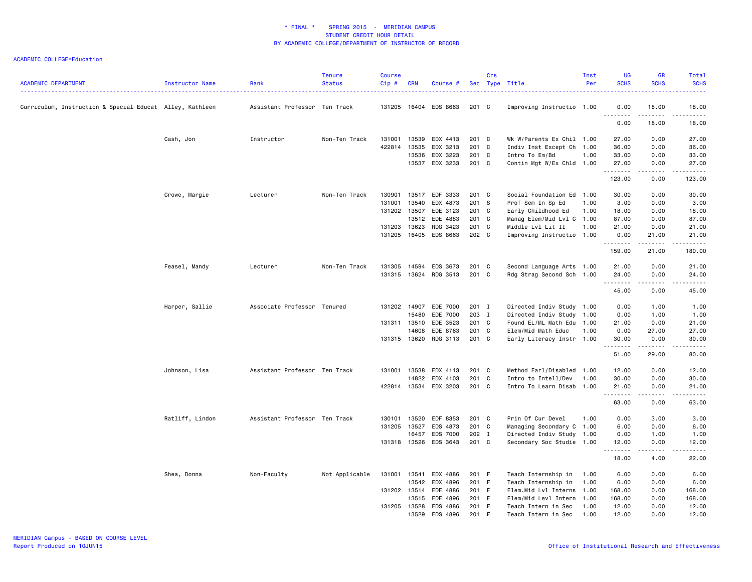\* FINAL \* SPRING 2015 - MERIDIAN CAMPUS
STUDENT CREDIT HOUR DETAIL
BY ACADEMIC COLLEGE/DEPARTMENT OF INSTRUCTOR OF RECORD

ACADEMIC COLLEGE=Education

| ACADEMIC DEPARTMENT | Instructor Name | Rank | Tenure Status | Course Cip # | CRN | Course # | Sec | Crs Type | Title | Inst Per | UG SCHS | GR SCHS | Total SCHS |
|---|---|---|---|---|---|---|---|---|---|---|---|---|---|
| Curriculum, Instruction & Special Educat | Alley, Kathleen | Assistant Professor | Ten Track | 131205 | 16404 | EDS 8663 | 201 | C | Improving Instructio | 1.00 | 0.00 | 18.00 | 18.00 |
| | | | | | | | | | | | 0.00 | 18.00 | 18.00 |
| | Cash, Jon | Instructor | Non-Ten Track | 131001 | 13539 | EDX 4413 | 201 | C | Wk W/Parents Ex Chil | 1.00 | 27.00 | 0.00 | 27.00 |
| | | | | 422814 | 13535 | EDX 3213 | 201 | C | Indiv Inst Except Ch | 1.00 | 36.00 | 0.00 | 36.00 |
| | | | | | 13536 | EDX 3223 | 201 | C | Intro To Em/Bd | 1.00 | 33.00 | 0.00 | 33.00 |
| | | | | | 13537 | EDX 3233 | 201 | C | Contin Mgt W/Ex Chld | 1.00 | 27.00 | 0.00 | 27.00 |
| | | | | | | | | | | | 123.00 | 0.00 | 123.00 |
| | Crowe, Margie | Lecturer | Non-Ten Track | 130901 | 13517 | EDF 3333 | 201 | C | Social Foundation Ed | 1.00 | 30.00 | 0.00 | 30.00 |
| | | | | 131001 | 13540 | EDX 4873 | 201 | S | Prof Sem In Sp Ed | 1.00 | 3.00 | 0.00 | 3.00 |
| | | | | 131202 | 13507 | EDE 3123 | 201 | C | Early Childhood Ed | 1.00 | 18.00 | 0.00 | 18.00 |
| | | | | | 13512 | EDE 4883 | 201 | C | Manag Elem/Mid Lvl C | 1.00 | 87.00 | 0.00 | 87.00 |
| | | | | 131203 | 13623 | RDG 3423 | 201 | C | Middle Lvl Lit II | 1.00 | 21.00 | 0.00 | 21.00 |
| | | | | 131205 | 16405 | EDS 8663 | 202 | C | Improving Instructio | 1.00 | 0.00 | 21.00 | 21.00 |
| | | | | | | | | | | | 159.00 | 21.00 | 180.00 |
| | Feasel, Mandy | Lecturer | Non-Ten Track | 131305 | 14594 | EDS 3673 | 201 | C | Second Language Arts | 1.00 | 21.00 | 0.00 | 21.00 |
| | | | | 131315 | 13624 | RDG 3513 | 201 | C | Rdg Strag Second Sch | 1.00 | 24.00 | 0.00 | 24.00 |
| | | | | | | | | | | | 45.00 | 0.00 | 45.00 |
| | Harper, Sallie | Associate Professor | Tenured | 131202 | 14907 | EDE 7000 | 201 | I | Directed Indiv Study | 1.00 | 0.00 | 1.00 | 1.00 |
| | | | | | 15480 | EDE 7000 | 203 | I | Directed Indiv Study | 1.00 | 0.00 | 1.00 | 1.00 |
| | | | | 131311 | 13510 | EDE 3523 | 201 | C | Found EL/ML Math Edu | 1.00 | 21.00 | 0.00 | 21.00 |
| | | | | | 14608 | EDE 8763 | 201 | C | Elem/Mid Math Educ | 1.00 | 0.00 | 27.00 | 27.00 |
| | | | | 131315 | 13620 | RDG 3113 | 201 | C | Early Literacy Instr | 1.00 | 30.00 | 0.00 | 30.00 |
| | | | | | | | | | | | 51.00 | 29.00 | 80.00 |
| | Johnson, Lisa | Assistant Professor | Ten Track | 131001 | 13538 | EDX 4113 | 201 | C | Method Earl/Disabled | 1.00 | 12.00 | 0.00 | 12.00 |
| | | | | | 14822 | EDX 4103 | 201 | C | Intro to Intell/Dev | 1.00 | 30.00 | 0.00 | 30.00 |
| | | | | 422814 | 13534 | EDX 3203 | 201 | C | Intro To Learn Disab | 1.00 | 21.00 | 0.00 | 21.00 |
| | | | | | | | | | | | 63.00 | 0.00 | 63.00 |
| | Ratliff, Lindon | Assistant Professor | Ten Track | 130101 | 13520 | EDF 8353 | 201 | C | Prin Of Cur Devel | 1.00 | 0.00 | 3.00 | 3.00 |
| | | | | 131205 | 13527 | EDS 4873 | 201 | C | Managing Secondary C | 1.00 | 6.00 | 0.00 | 6.00 |
| | | | | | 16457 | EDS 7000 | 202 | I | Directed Indiv Study | 1.00 | 0.00 | 1.00 | 1.00 |
| | | | | 131318 | 13526 | EDS 3643 | 201 | C | Secondary Soc Studie | 1.00 | 12.00 | 0.00 | 12.00 |
| | | | | | | | | | | | 18.00 | 4.00 | 22.00 |
| | Shea, Donna | Non-Faculty | Not Applicable | 131001 | 13541 | EDX 4886 | 201 | F | Teach Internship in | 1.00 | 6.00 | 0.00 | 6.00 |
| | | | | | 13542 | EDX 4896 | 201 | F | Teach Internship in | 1.00 | 6.00 | 0.00 | 6.00 |
| | | | | 131202 | 13514 | EDE 4886 | 201 | E | Elem.Mid Lvl Interns | 1.00 | 168.00 | 0.00 | 168.00 |
| | | | | | 13515 | EDE 4896 | 201 | E | Elem/Mid Levl Intern | 1.00 | 168.00 | 0.00 | 168.00 |
| | | | | 131205 | 13528 | EDS 4886 | 201 | F | Teach Intern in Sec | 1.00 | 12.00 | 0.00 | 12.00 |
| | | | | | 13529 | EDS 4896 | 201 | F | Teach Intern in Sec | 1.00 | 12.00 | 0.00 | 12.00 |

MERIDIAN Campus - BASED ON COURSE LEVEL
Report Produced on 10JUN15

Office of Institutional Research and Effectiveness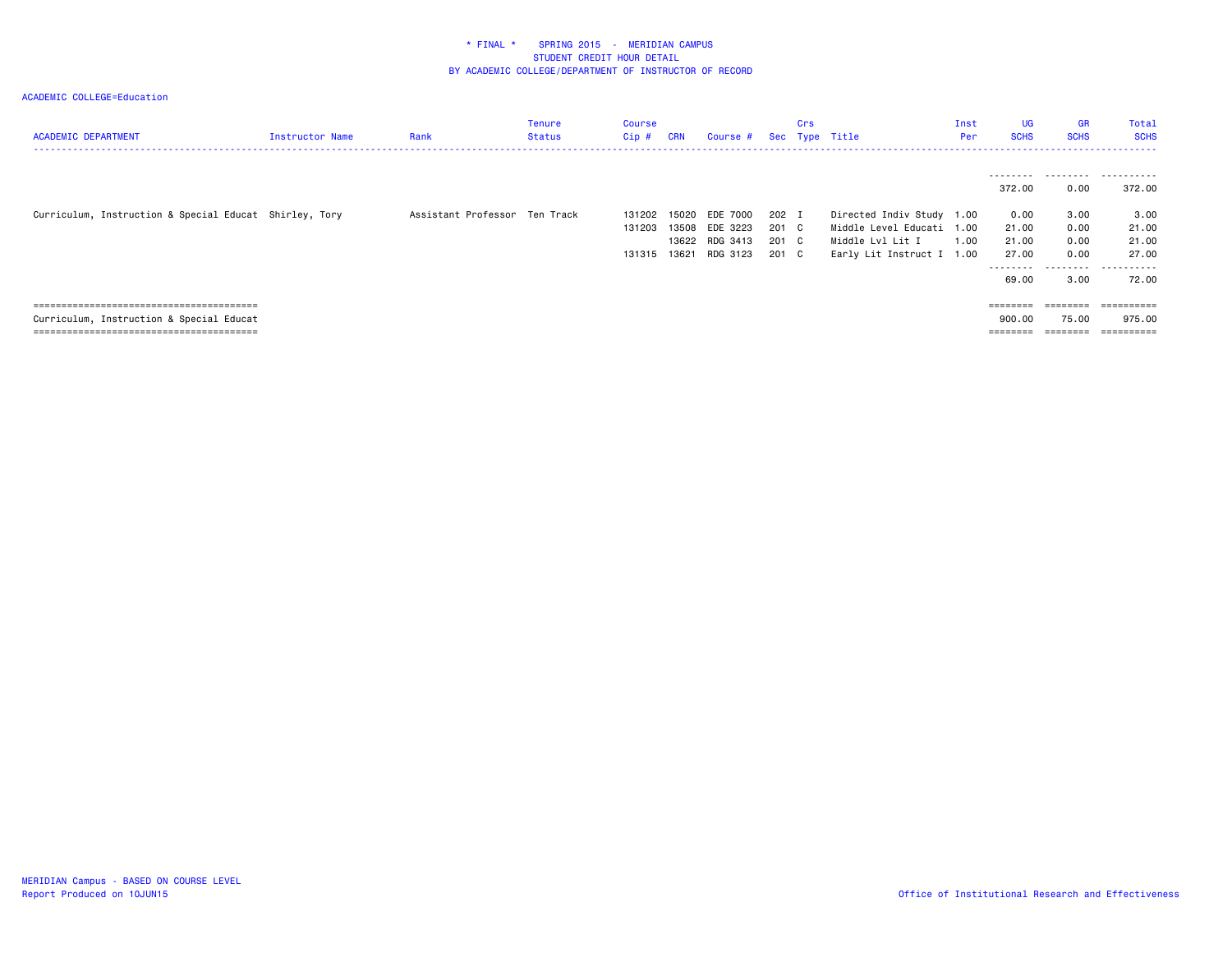# * FINAL * SPRING 2015 - MERIDIAN CAMPUS
## STUDENT CREDIT HOUR DETAIL
## BY ACADEMIC COLLEGE/DEPARTMENT OF INSTRUCTOR OF RECORD

ACADEMIC COLLEGE=Education

| ACADEMIC DEPARTMENT | Instructor Name | Rank | Tenure Status | Course Cip # | CRN | Course # | Sec | Crs Type | Title | Inst Per | UG SCHS | GR SCHS | Total SCHS |
|---|---|---|---|---|---|---|---|---|---|---|---|---|---|
| | | | | | | | | | | | 372.00 | 0.00 | 372.00 |
| Curriculum, Instruction & Special Educat | Shirley, Tory | Assistant Professor | Ten Track | 131202 | 15020 | EDE 7000 | 202 | I | Directed Indiv Study | 1.00 | 0.00 | 3.00 | 3.00 |
| | | | | 131203 | 13508 | EDE 3223 | 201 | C | Middle Level Educati | 1.00 | 21.00 | 0.00 | 21.00 |
| | | | | | 13622 | RDG 3413 | 201 | C | Middle Lvl Lit I | 1.00 | 21.00 | 0.00 | 21.00 |
| | | | | 131315 | 13621 | RDG 3123 | 201 | C | Early Lit Instruct I | 1.00 | 27.00 | 0.00 | 27.00 |
| | | | | | | | | | | | 69.00 | 3.00 | 72.00 |
| Curriculum, Instruction & Special Educat | | | | | | | | | | | 900.00 | 75.00 | 975.00 |

MERIDIAN Campus - BASED ON COURSE LEVEL
Report Produced on 10JUN15

Office of Institutional Research and Effectiveness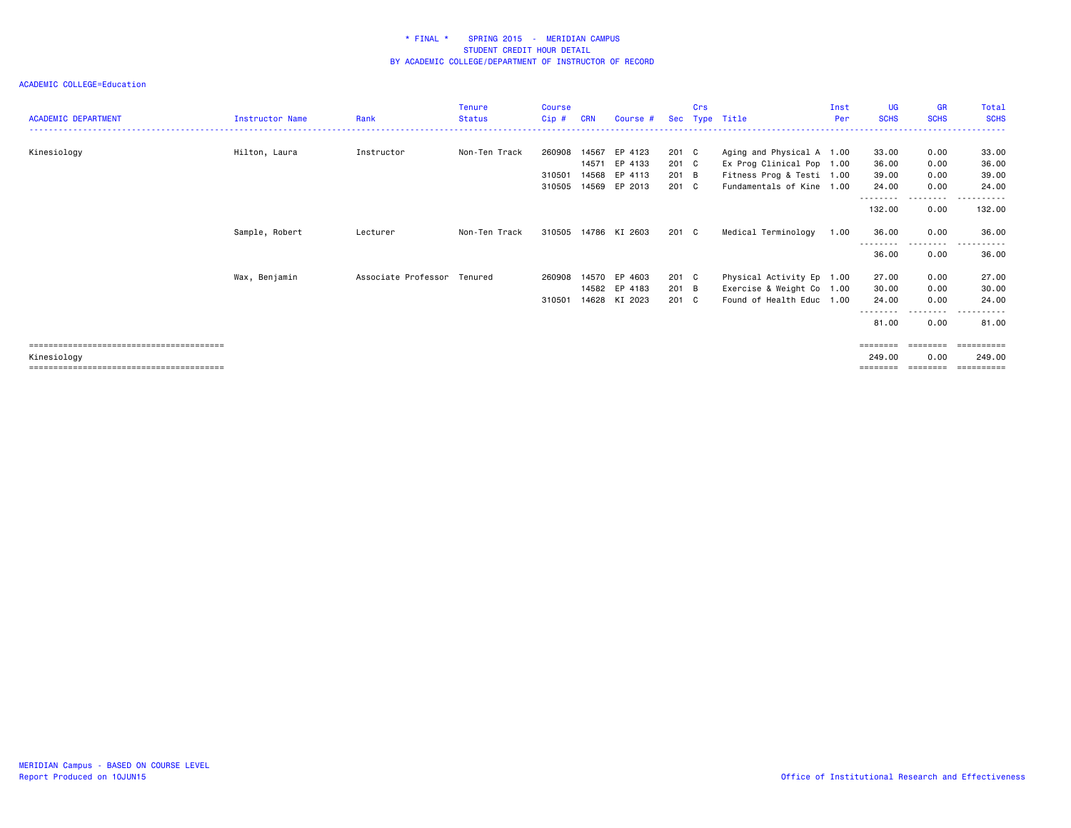\* FINAL \*    SPRING 2015  -  MERIDIAN CAMPUS
STUDENT CREDIT HOUR DETAIL
BY ACADEMIC COLLEGE/DEPARTMENT OF INSTRUCTOR OF RECORD

ACADEMIC COLLEGE=Education

| ACADEMIC DEPARTMENT | Instructor Name | Rank | Tenure Status | Course Cip # | CRN | Course # | Sec | Crs Type | Title | Inst Per | UG SCHS | GR SCHS | Total SCHS |
|---|---|---|---|---|---|---|---|---|---|---|---|---|---|
| Kinesiology | Hilton, Laura | Instructor | Non-Ten Track | 260908 | 14567 | EP 4123 | 201 | C | Aging and Physical A | 1.00 | 33.00 | 0.00 | 33.00 |
| | | | | | 14571 | EP 4133 | 201 | C | Ex Prog Clinical Pop | 1.00 | 36.00 | 0.00 | 36.00 |
| | | | | 310501 | 14568 | EP 4113 | 201 | B | Fitness Prog & Testi | 1.00 | 39.00 | 0.00 | 39.00 |
| | | | | 310505 | 14569 | EP 2013 | 201 | C | Fundamentals of Kine | 1.00 | 24.00 | 0.00 | 24.00 |
| | | | | | | | | | | | 132.00 | 0.00 | 132.00 |
| | Sample, Robert | Lecturer | Non-Ten Track | 310505 | 14786 | KI 2603 | 201 | C | Medical Terminology | 1.00 | 36.00 | 0.00 | 36.00 |
| | | | | | | | | | | | 36.00 | 0.00 | 36.00 |
| | Wax, Benjamin | Associate Professor | Tenured | 260908 | 14570 | EP 4603 | 201 | C | Physical Activity Ep | 1.00 | 27.00 | 0.00 | 27.00 |
| | | | | | 14582 | EP 4183 | 201 | B | Exercise & Weight Co | 1.00 | 30.00 | 0.00 | 30.00 |
| | | | | 310501 | 14628 | KI 2023 | 201 | C | Found of Health Educ | 1.00 | 24.00 | 0.00 | 24.00 |
| | | | | | | | | | | | 81.00 | 0.00 | 81.00 |
| Kinesiology | | | | | | | | | | | 249.00 | 0.00 | 249.00 |

MERIDIAN Campus - BASED ON COURSE LEVEL
Report Produced on 10JUN15

Office of Institutional Research and Effectiveness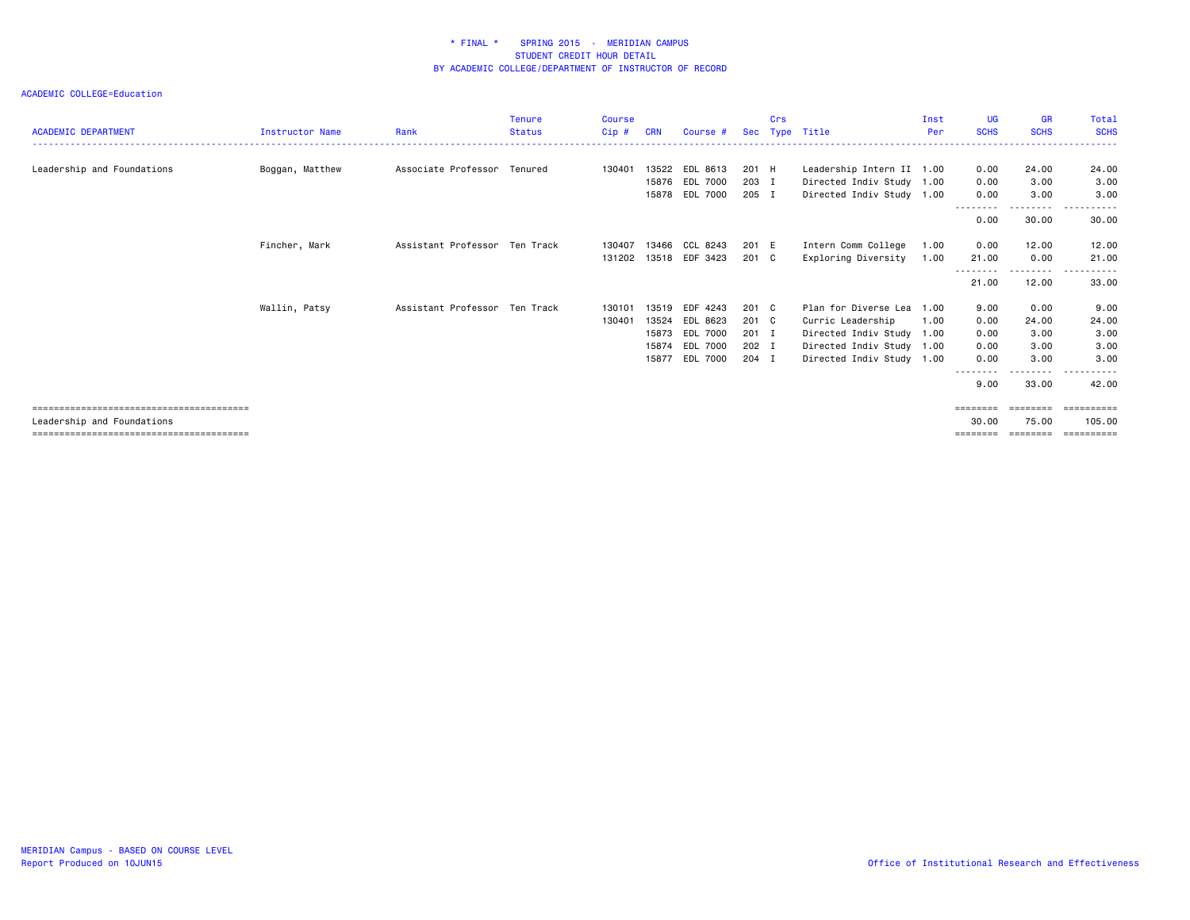\* FINAL \* SPRING 2015 - MERIDIAN CAMPUS
STUDENT CREDIT HOUR DETAIL
BY ACADEMIC COLLEGE/DEPARTMENT OF INSTRUCTOR OF RECORD

ACADEMIC COLLEGE=Education

| ACADEMIC DEPARTMENT | Instructor Name | Rank | Tenure Status | Course Cip # | CRN | Course # | Sec | Crs Type | Title | Inst Per | UG SCHS | GR SCHS | Total SCHS |
|---|---|---|---|---|---|---|---|---|---|---|---|---|---|
| Leadership and Foundations | Boggan, Matthew | Associate Professor | Tenured | 130401 | 13522 | EDL 8613 | 201 | H | Leadership Intern II | 1.00 | 0.00 | 24.00 | 24.00 |
| | | | | | 15876 | EDL 7000 | 203 | I | Directed Indiv Study | 1.00 | 0.00 | 3.00 | 3.00 |
| | | | | | 15878 | EDL 7000 | 205 | I | Directed Indiv Study | 1.00 | 0.00 | 3.00 | 3.00 |
| | | | | | | | | | | | 0.00 | 30.00 | 30.00 |
| | Fincher, Mark | Assistant Professor | Ten Track | 130407 | 13466 | CCL 8243 | 201 | E | Intern Comm College | 1.00 | 0.00 | 12.00 | 12.00 |
| | | | | 131202 | 13518 | EDF 3423 | 201 | C | Exploring Diversity | 1.00 | 21.00 | 0.00 | 21.00 |
| | | | | | | | | | | | 21.00 | 12.00 | 33.00 |
| | Wallin, Patsy | Assistant Professor | Ten Track | 130101 | 13519 | EDF 4243 | 201 | C | Plan for Diverse Lea | 1.00 | 9.00 | 0.00 | 9.00 |
| | | | | 130401 | 13524 | EDL 8623 | 201 | C | Curric Leadership | 1.00 | 0.00 | 24.00 | 24.00 |
| | | | | | 15873 | EDL 7000 | 201 | I | Directed Indiv Study | 1.00 | 0.00 | 3.00 | 3.00 |
| | | | | | 15874 | EDL 7000 | 202 | I | Directed Indiv Study | 1.00 | 0.00 | 3.00 | 3.00 |
| | | | | | 15877 | EDL 7000 | 204 | I | Directed Indiv Study | 1.00 | 0.00 | 3.00 | 3.00 |
| | | | | | | | | | | | 9.00 | 33.00 | 42.00 |
| Leadership and Foundations | | | | | | | | | | | 30.00 | 75.00 | 105.00 |

MERIDIAN Campus - BASED ON COURSE LEVEL
Report Produced on 10JUN15

Office of Institutional Research and Effectiveness